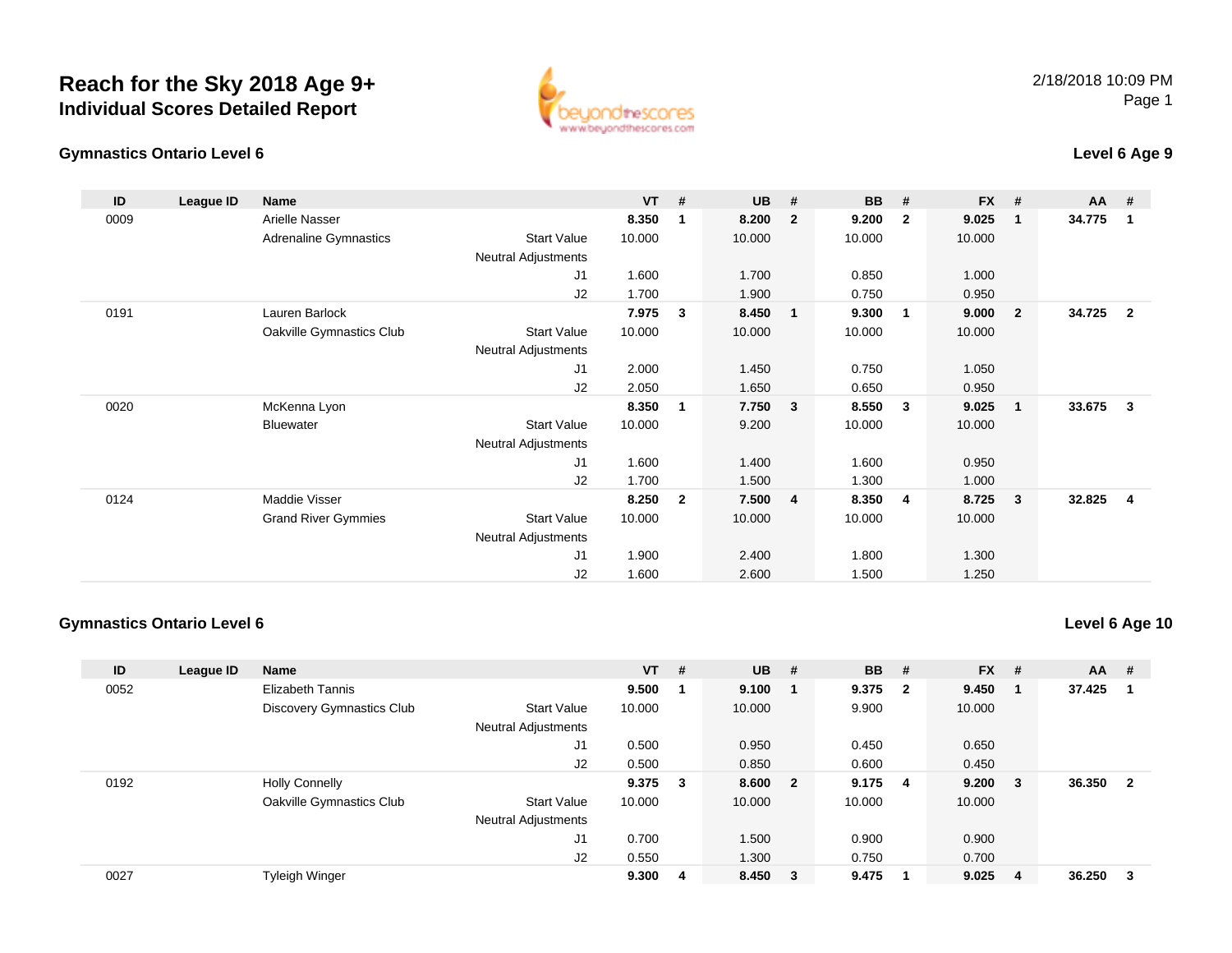# Reach for the Sky 2018 Age 9+
## Individual Scores Detailed Report

2/18/2018 10:09 PM

### Gymnastics Ontario Level 6

### Level 6 Age 9

| ID | League ID | Name | | VT | # | UB | # | BB | # | FX | # | AA | # |
|---|---|---|---|---|---|---|---|---|---|---|---|---|---|
| 0009 | | Arielle Nasser | | **8.350** | **1** | **8.200** | **2** | **9.200** | **2** | **9.025** | **1** | **34.775** | **1** |
| | | Adrenaline Gymnastics | Start Value | 10.000 | | 10.000 | | 10.000 | | 10.000 | | | |
| | | | Neutral Adjustments | | | | | | | | | | |
| | | | J1 | 1.600 | | 1.700 | | 0.850 | | 1.000 | | | |
| | | | J2 | 1.700 | | 1.900 | | 0.750 | | 0.950 | | | |
| 0191 | | Lauren Barlock | | **7.975** | **3** | **8.450** | **1** | **9.300** | **1** | **9.000** | **2** | **34.725** | **2** |
| | | Oakville Gymnastics Club | Start Value | 10.000 | | 10.000 | | 10.000 | | 10.000 | | | |
| | | | Neutral Adjustments | | | | | | | | | | |
| | | | J1 | 2.000 | | 1.450 | | 0.750 | | 1.050 | | | |
| | | | J2 | 2.050 | | 1.650 | | 0.650 | | 0.950 | | | |
| 0020 | | McKenna Lyon | | **8.350** | **1** | **7.750** | **3** | **8.550** | **3** | **9.025** | **1** | **33.675** | **3** |
| | | Bluewater | Start Value | 10.000 | | 9.200 | | 10.000 | | 10.000 | | | |
| | | | Neutral Adjustments | | | | | | | | | | |
| | | | J1 | 1.600 | | 1.400 | | 1.600 | | 0.950 | | | |
| | | | J2 | 1.700 | | 1.500 | | 1.300 | | 1.000 | | | |
| 0124 | | Maddie Visser | | **8.250** | **2** | **7.500** | **4** | **8.350** | **4** | **8.725** | **3** | **32.825** | **4** |
| | | Grand River Gymmies | Start Value | 10.000 | | 10.000 | | 10.000 | | 10.000 | | | |
| | | | Neutral Adjustments | | | | | | | | | | |
| | | | J1 | 1.900 | | 2.400 | | 1.800 | | 1.300 | | | |
| | | | J2 | 1.600 | | 2.600 | | 1.500 | | 1.250 | | | |

### Gymnastics Ontario Level 6

### Level 6 Age 10

| ID | League ID | Name | | VT | # | UB | # | BB | # | FX | # | AA | # |
|---|---|---|---|---|---|---|---|---|---|---|---|---|---|
| 0052 | | Elizabeth Tannis | | **9.500** | **1** | **9.100** | **1** | **9.375** | **2** | **9.450** | **1** | **37.425** | **1** |
| | | Discovery Gymnastics Club | Start Value | 10.000 | | 10.000 | | 9.900 | | 10.000 | | | |
| | | | Neutral Adjustments | | | | | | | | | | |
| | | | J1 | 0.500 | | 0.950 | | 0.450 | | 0.650 | | | |
| | | | J2 | 0.500 | | 0.850 | | 0.600 | | 0.450 | | | |
| 0192 | | Holly Connelly | | **9.375** | **3** | **8.600** | **2** | **9.175** | **4** | **9.200** | **3** | **36.350** | **2** |
| | | Oakville Gymnastics Club | Start Value | 10.000 | | 10.000 | | 10.000 | | 10.000 | | | |
| | | | Neutral Adjustments | | | | | | | | | | |
| | | | J1 | 0.700 | | 1.500 | | 0.900 | | 0.900 | | | |
| | | | J2 | 0.550 | | 1.300 | | 0.750 | | 0.700 | | | |
| 0027 | | Tyleigh Winger | | **9.300** | **4** | **8.450** | **3** | **9.475** | **1** | **9.025** | **4** | **36.250** | **3** |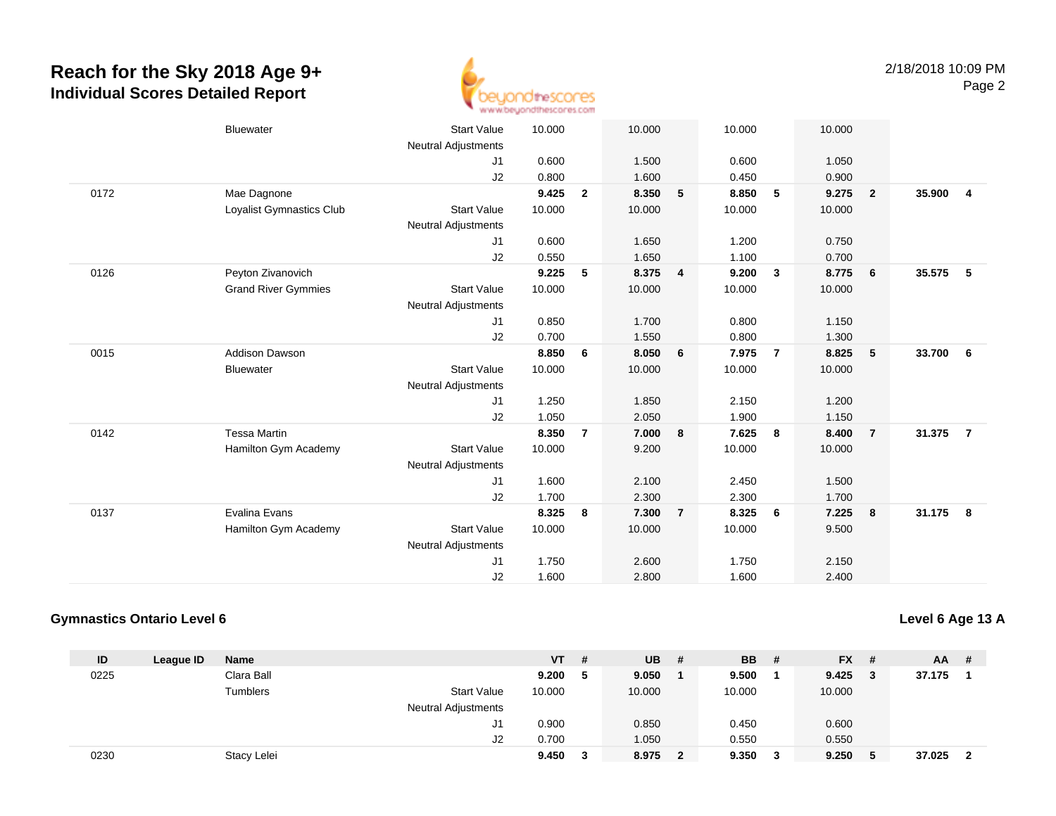# Reach for the Sky 2018 Age 9+
## Individual Scores Detailed Report

| ID | League ID | Name | | VT | # | UB | # | BB | # | FX | # | AA | # |
|---|---|---|---|---|---|---|---|---|---|---|---|---|---|
| | | Bluewater | Start Value | 10.000 | | 10.000 | | 10.000 | | 10.000 | | | |
| | | | Neutral Adjustments | | | | | | | | | | |
| | | | J1 | 0.600 | | 1.500 | | 0.600 | | 1.050 | | | |
| | | | J2 | 0.800 | | 1.600 | | 0.450 | | 0.900 | | | |
| 0172 | | Mae Dagnone | | **9.425** | **2** | **8.350** | **5** | **8.850** | **5** | **9.275** | **2** | **35.900** | **4** |
| | | Loyalist Gymnastics Club | Start Value | 10.000 | | 10.000 | | 10.000 | | 10.000 | | | |
| | | | Neutral Adjustments | | | | | | | | | | |
| | | | J1 | 0.600 | | 1.650 | | 1.200 | | 0.750 | | | |
| | | | J2 | 0.550 | | 1.650 | | 1.100 | | 0.700 | | | |
| 0126 | | Peyton Zivanovich | | **9.225** | **5** | **8.375** | **4** | **9.200** | **3** | **8.775** | **6** | **35.575** | **5** |
| | | Grand River Gymmies | Start Value | 10.000 | | 10.000 | | 10.000 | | 10.000 | | | |
| | | | Neutral Adjustments | | | | | | | | | | |
| | | | J1 | 0.850 | | 1.700 | | 0.800 | | 1.150 | | | |
| | | | J2 | 0.700 | | 1.550 | | 0.800 | | 1.300 | | | |
| 0015 | | Addison Dawson | | **8.850** | **6** | **8.050** | **6** | **7.975** | **7** | **8.825** | **5** | **33.700** | **6** |
| | | Bluewater | Start Value | 10.000 | | 10.000 | | 10.000 | | 10.000 | | | |
| | | | Neutral Adjustments | | | | | | | | | | |
| | | | J1 | 1.250 | | 1.850 | | 2.150 | | 1.200 | | | |
| | | | J2 | 1.050 | | 2.050 | | 1.900 | | 1.150 | | | |
| 0142 | | Tessa Martin | | **8.350** | **7** | **7.000** | **8** | **7.625** | **8** | **8.400** | **7** | **31.375** | **7** |
| | | Hamilton Gym Academy | Start Value | 10.000 | | 9.200 | | 10.000 | | 10.000 | | | |
| | | | Neutral Adjustments | | | | | | | | | | |
| | | | J1 | 1.600 | | 2.100 | | 2.450 | | 1.500 | | | |
| | | | J2 | 1.700 | | 2.300 | | 2.300 | | 1.700 | | | |
| 0137 | | Evalina Evans | | **8.325** | **8** | **7.300** | **7** | **8.325** | **6** | **7.225** | **8** | **31.175** | **8** |
| | | Hamilton Gym Academy | Start Value | 10.000 | | 10.000 | | 10.000 | | 9.500 | | | |
| | | | Neutral Adjustments | | | | | | | | | | |
| | | | J1 | 1.750 | | 2.600 | | 1.750 | | 2.150 | | | |
| | | | J2 | 1.600 | | 2.800 | | 1.600 | | 2.400 | | | |

### Gymnastics Ontario Level 6

### Level 6 Age 13 A

| ID | League ID | Name | | VT | # | UB | # | BB | # | FX | # | AA | # |
|---|---|---|---|---|---|---|---|---|---|---|---|---|---|
| 0225 | | Clara Ball | | **9.200** | **5** | **9.050** | **1** | **9.500** | **1** | **9.425** | **3** | **37.175** | **1** |
| | | Tumblers | Start Value | 10.000 | | 10.000 | | 10.000 | | 10.000 | | | |
| | | | Neutral Adjustments | | | | | | | | | | |
| | | | J1 | 0.900 | | 0.850 | | 0.450 | | 0.600 | | | |
| | | | J2 | 0.700 | | 1.050 | | 0.550 | | 0.550 | | | |
| 0230 | | Stacy Lelei | | **9.450** | **3** | **8.975** | **2** | **9.350** | **3** | **9.250** | **5** | **37.025** | **2** |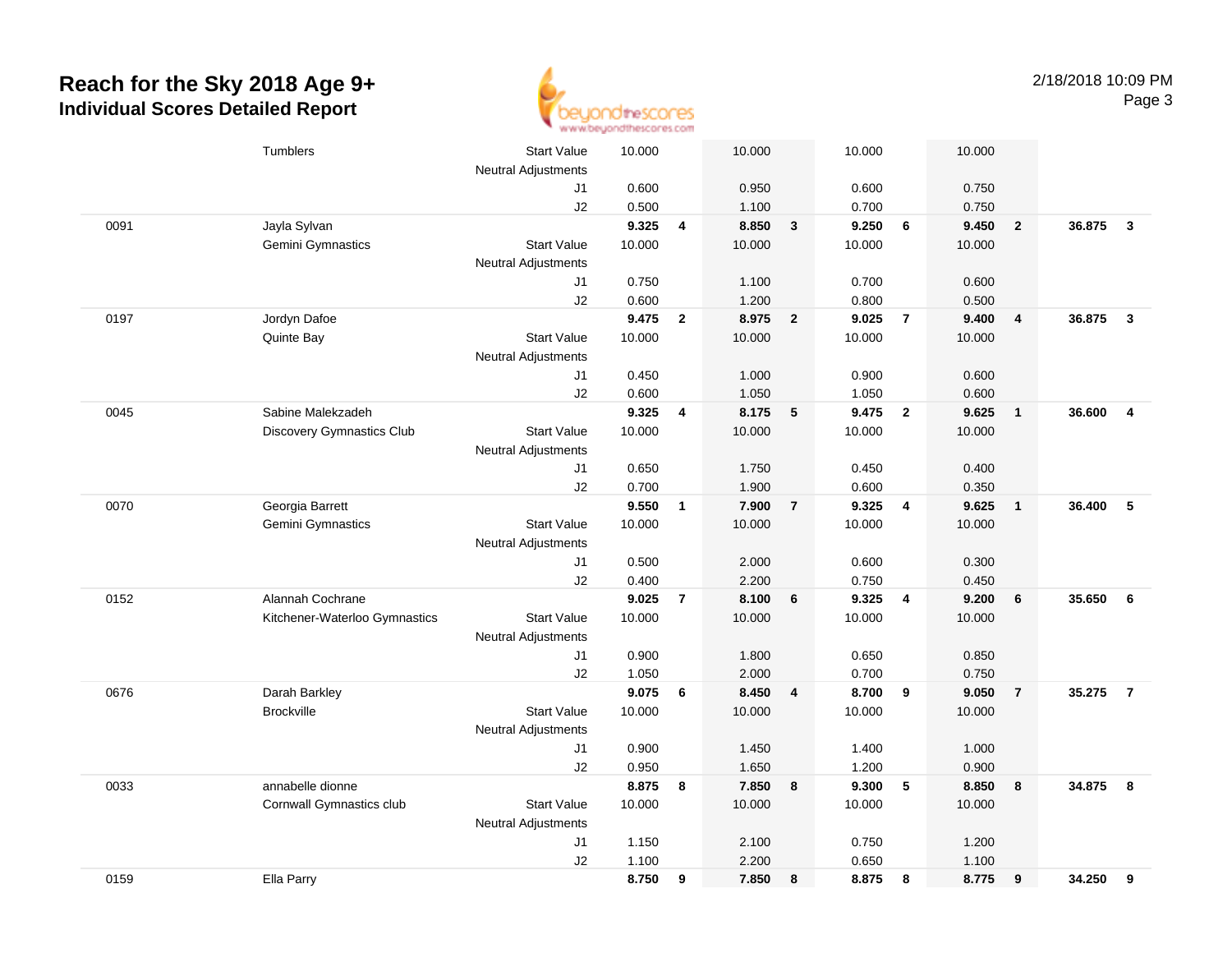# Reach for the Sky 2018 Age 9+

## Individual Scores Detailed Report

2/18/2018 10:09 PM

| # | Name / Club | | Vault | Rank | Bars | Rank | Beam | Rank | Floor | Rank | AA | Rank |
|---|---|---|---|---|---|---|---|---|---|---|---|---|
| | Tumblers | Start Value | 10.000 | | 10.000 | | 10.000 | | 10.000 | | | |
| | | Neutral Adjustments | | | | | | | | | | |
| | | J1 | 0.600 | | 0.950 | | 0.600 | | 0.750 | | | |
| | | J2 | 0.500 | | 1.100 | | 0.700 | | 0.750 | | | |
| 0091 | Jayla Sylvan | | **9.325** | **4** | **8.850** | **3** | **9.250** | **6** | **9.450** | **2** | **36.875** | **3** |
| | Gemini Gymnastics | Start Value | 10.000 | | 10.000 | | 10.000 | | 10.000 | | | |
| | | Neutral Adjustments | | | | | | | | | | |
| | | J1 | 0.750 | | 1.100 | | 0.700 | | 0.600 | | | |
| | | J2 | 0.600 | | 1.200 | | 0.800 | | 0.500 | | | |
| 0197 | Jordyn Dafoe | | **9.475** | **2** | **8.975** | **2** | **9.025** | **7** | **9.400** | **4** | **36.875** | **3** |
| | Quinte Bay | Start Value | 10.000 | | 10.000 | | 10.000 | | 10.000 | | | |
| | | Neutral Adjustments | | | | | | | | | | |
| | | J1 | 0.450 | | 1.000 | | 0.900 | | 0.600 | | | |
| | | J2 | 0.600 | | 1.050 | | 1.050 | | 0.600 | | | |
| 0045 | Sabine Malekzadeh | | **9.325** | **4** | **8.175** | **5** | **9.475** | **2** | **9.625** | **1** | **36.600** | **4** |
| | Discovery Gymnastics Club | Start Value | 10.000 | | 10.000 | | 10.000 | | 10.000 | | | |
| | | Neutral Adjustments | | | | | | | | | | |
| | | J1 | 0.650 | | 1.750 | | 0.450 | | 0.400 | | | |
| | | J2 | 0.700 | | 1.900 | | 0.600 | | 0.350 | | | |
| 0070 | Georgia Barrett | | **9.550** | **1** | **7.900** | **7** | **9.325** | **4** | **9.625** | **1** | **36.400** | **5** |
| | Gemini Gymnastics | Start Value | 10.000 | | 10.000 | | 10.000 | | 10.000 | | | |
| | | Neutral Adjustments | | | | | | | | | | |
| | | J1 | 0.500 | | 2.000 | | 0.600 | | 0.300 | | | |
| | | J2 | 0.400 | | 2.200 | | 0.750 | | 0.450 | | | |
| 0152 | Alannah Cochrane | | **9.025** | **7** | **8.100** | **6** | **9.325** | **4** | **9.200** | **6** | **35.650** | **6** |
| | Kitchener-Waterloo Gymnastics | Start Value | 10.000 | | 10.000 | | 10.000 | | 10.000 | | | |
| | | Neutral Adjustments | | | | | | | | | | |
| | | J1 | 0.900 | | 1.800 | | 0.650 | | 0.850 | | | |
| | | J2 | 1.050 | | 2.000 | | 0.700 | | 0.750 | | | |
| 0676 | Darah Barkley | | **9.075** | **6** | **8.450** | **4** | **8.700** | **9** | **9.050** | **7** | **35.275** | **7** |
| | Brockville | Start Value | 10.000 | | 10.000 | | 10.000 | | 10.000 | | | |
| | | Neutral Adjustments | | | | | | | | | | |
| | | J1 | 0.900 | | 1.450 | | 1.400 | | 1.000 | | | |
| | | J2 | 0.950 | | 1.650 | | 1.200 | | 0.900 | | | |
| 0033 | annabelle dionne | | **8.875** | **8** | **7.850** | **8** | **9.300** | **5** | **8.850** | **8** | **34.875** | **8** |
| | Cornwall Gymnastics club | Start Value | 10.000 | | 10.000 | | 10.000 | | 10.000 | | | |
| | | Neutral Adjustments | | | | | | | | | | |
| | | J1 | 1.150 | | 2.100 | | 0.750 | | 1.200 | | | |
| | | J2 | 1.100 | | 2.200 | | 0.650 | | 1.100 | | | |
| 0159 | Ella Parry | | **8.750** | **9** | **7.850** | **8** | **8.875** | **8** | **8.775** | **9** | **34.250** | **9** |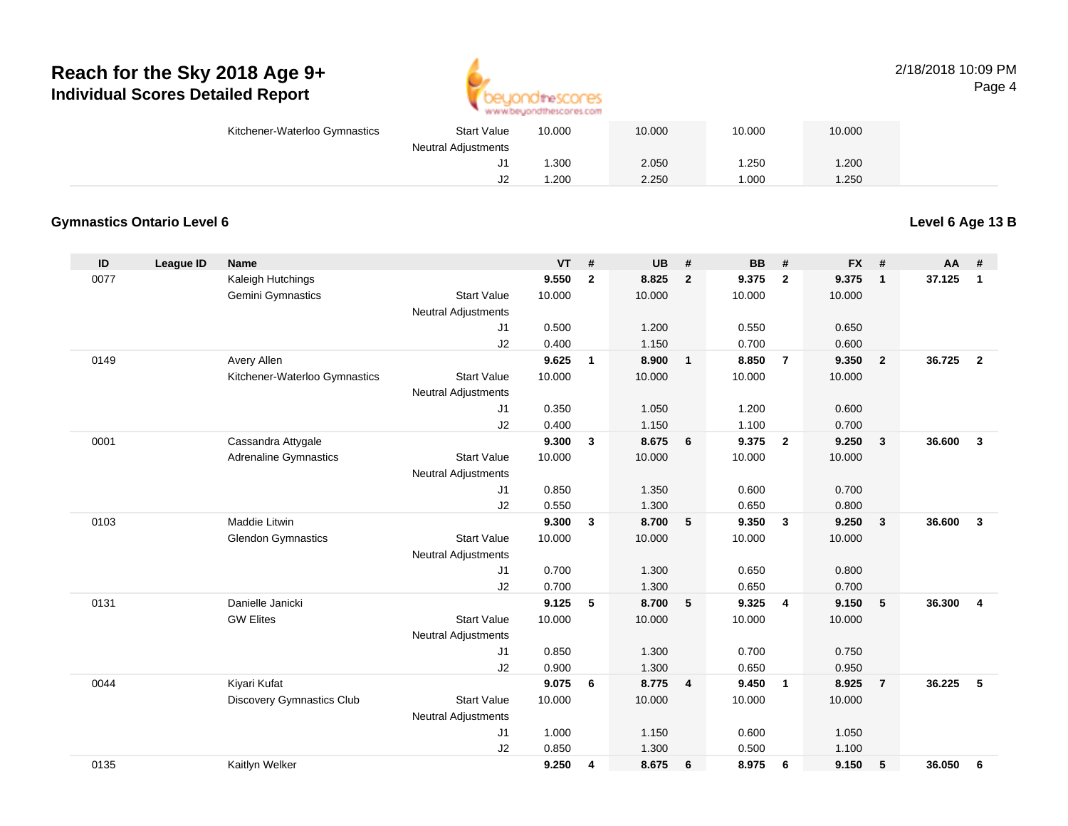# Reach for the Sky 2018 Age 9+

## Individual Scores Detailed Report

| | | | | VT | # | UB | # | BB | # | FX | # | AA | # |
|---|---|---|---|---|---|---|---|---|---|---|---|---|---|
| | | Kitchener-Waterloo Gymnastics | Start Value | 10.000 | | 10.000 | | 10.000 | | 10.000 | | | |
| | | | Neutral Adjustments | | | | | | | | | | |
| | | | J1 | 1.300 | | 2.050 | | 1.250 | | 1.200 | | | |
| | | | J2 | 1.200 | | 2.250 | | 1.000 | | 1.250 | | | |

### Gymnastics Ontario Level 6

**Level 6 Age 13 B**

| ID | League ID | Name | | VT | # | UB | # | BB | # | FX | # | AA | # |
|---|---|---|---|---|---|---|---|---|---|---|---|---|---|
| 0077 | | Kaleigh Hutchings | | **9.550** | **2** | **8.825** | **2** | **9.375** | **2** | **9.375** | **1** | **37.125** | **1** |
| | | Gemini Gymnastics | Start Value | 10.000 | | 10.000 | | 10.000 | | 10.000 | | | |
| | | | Neutral Adjustments | | | | | | | | | | |
| | | | J1 | 0.500 | | 1.200 | | 0.550 | | 0.650 | | | |
| | | | J2 | 0.400 | | 1.150 | | 0.700 | | 0.600 | | | |
| 0149 | | Avery Allen | | **9.625** | **1** | **8.900** | **1** | **8.850** | **7** | **9.350** | **2** | **36.725** | **2** |
| | | Kitchener-Waterloo Gymnastics | Start Value | 10.000 | | 10.000 | | 10.000 | | 10.000 | | | |
| | | | Neutral Adjustments | | | | | | | | | | |
| | | | J1 | 0.350 | | 1.050 | | 1.200 | | 0.600 | | | |
| | | | J2 | 0.400 | | 1.150 | | 1.100 | | 0.700 | | | |
| 0001 | | Cassandra Attygale | | **9.300** | **3** | **8.675** | **6** | **9.375** | **2** | **9.250** | **3** | **36.600** | **3** |
| | | Adrenaline Gymnastics | Start Value | 10.000 | | 10.000 | | 10.000 | | 10.000 | | | |
| | | | Neutral Adjustments | | | | | | | | | | |
| | | | J1 | 0.850 | | 1.350 | | 0.600 | | 0.700 | | | |
| | | | J2 | 0.550 | | 1.300 | | 0.650 | | 0.800 | | | |
| 0103 | | Maddie Litwin | | **9.300** | **3** | **8.700** | **5** | **9.350** | **3** | **9.250** | **3** | **36.600** | **3** |
| | | Glendon Gymnastics | Start Value | 10.000 | | 10.000 | | 10.000 | | 10.000 | | | |
| | | | Neutral Adjustments | | | | | | | | | | |
| | | | J1 | 0.700 | | 1.300 | | 0.650 | | 0.800 | | | |
| | | | J2 | 0.700 | | 1.300 | | 0.650 | | 0.700 | | | |
| 0131 | | Danielle Janicki | | **9.125** | **5** | **8.700** | **5** | **9.325** | **4** | **9.150** | **5** | **36.300** | **4** |
| | | GW Elites | Start Value | 10.000 | | 10.000 | | 10.000 | | 10.000 | | | |
| | | | Neutral Adjustments | | | | | | | | | | |
| | | | J1 | 0.850 | | 1.300 | | 0.700 | | 0.750 | | | |
| | | | J2 | 0.900 | | 1.300 | | 0.650 | | 0.950 | | | |
| 0044 | | Kiyari Kufat | | **9.075** | **6** | **8.775** | **4** | **9.450** | **1** | **8.925** | **7** | **36.225** | **5** |
| | | Discovery Gymnastics Club | Start Value | 10.000 | | 10.000 | | 10.000 | | 10.000 | | | |
| | | | Neutral Adjustments | | | | | | | | | | |
| | | | J1 | 1.000 | | 1.150 | | 0.600 | | 1.050 | | | |
| | | | J2 | 0.850 | | 1.300 | | 0.500 | | 1.100 | | | |
| 0135 | | Kaitlyn Welker | | **9.250** | **4** | **8.675** | **6** | **8.975** | **6** | **9.150** | **5** | **36.050** | **6** |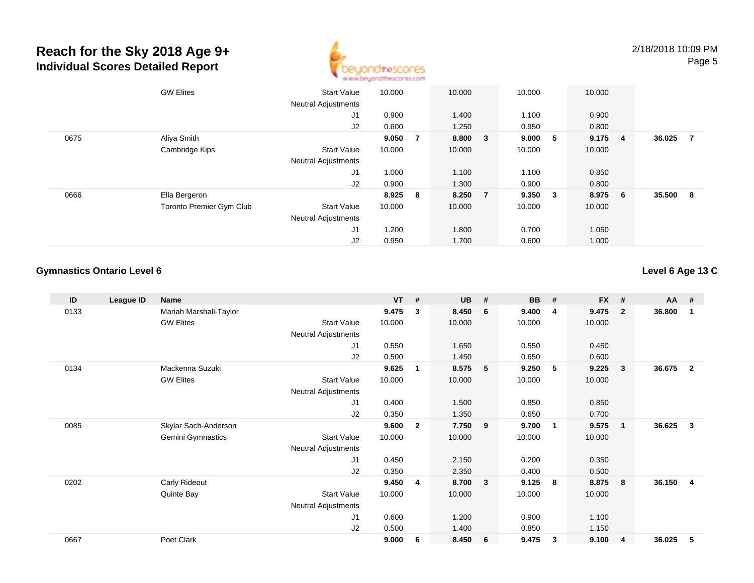# Reach for the Sky 2018 Age 9+
## Individual Scores Detailed Report

| ID | League ID | Name | | VT | # | UB | # | BB | # | FX | # | AA | # |
|---|---|---|---|---|---|---|---|---|---|---|---|---|---|
| | | GW Elites | Start Value | 10.000 | | 10.000 | | 10.000 | | 10.000 | | | |
| | | | Neutral Adjustments | | | | | | | | | | |
| | | | J1 | 0.900 | | 1.400 | | 1.100 | | 0.900 | | | |
| | | | J2 | 0.600 | | 1.250 | | 0.950 | | 0.800 | | | |
| 0675 | | Aliya Smith | | **9.050** | **7** | **8.800** | **3** | **9.000** | **5** | **9.175** | **4** | **36.025** | **7** |
| | | Cambridge Kips | Start Value | 10.000 | | 10.000 | | 10.000 | | 10.000 | | | |
| | | | Neutral Adjustments | | | | | | | | | | |
| | | | J1 | 1.000 | | 1.100 | | 1.100 | | 0.850 | | | |
| | | | J2 | 0.900 | | 1.300 | | 0.900 | | 0.800 | | | |
| 0666 | | Ella Bergeron | | **8.925** | **8** | **8.250** | **7** | **9.350** | **3** | **8.975** | **6** | **35.500** | **8** |
| | | Toronto Premier Gym Club | Start Value | 10.000 | | 10.000 | | 10.000 | | 10.000 | | | |
| | | | Neutral Adjustments | | | | | | | | | | |
| | | | J1 | 1.200 | | 1.800 | | 0.700 | | 1.050 | | | |
| | | | J2 | 0.950 | | 1.700 | | 0.600 | | 1.000 | | | |

### Gymnastics Ontario Level 6

**Level 6 Age 13 C**

| ID | League ID | Name | | VT | # | UB | # | BB | # | FX | # | AA | # |
|---|---|---|---|---|---|---|---|---|---|---|---|---|---|
| 0133 | | Mariah Marshall-Taylor | | **9.475** | **3** | **8.450** | **6** | **9.400** | **4** | **9.475** | **2** | **36.800** | **1** |
| | | GW Elites | Start Value | 10.000 | | 10.000 | | 10.000 | | 10.000 | | | |
| | | | Neutral Adjustments | | | | | | | | | | |
| | | | J1 | 0.550 | | 1.650 | | 0.550 | | 0.450 | | | |
| | | | J2 | 0.500 | | 1.450 | | 0.650 | | 0.600 | | | |
| 0134 | | Mackenna Suzuki | | **9.625** | **1** | **8.575** | **5** | **9.250** | **5** | **9.225** | **3** | **36.675** | **2** |
| | | GW Elites | Start Value | 10.000 | | 10.000 | | 10.000 | | 10.000 | | | |
| | | | Neutral Adjustments | | | | | | | | | | |
| | | | J1 | 0.400 | | 1.500 | | 0.850 | | 0.850 | | | |
| | | | J2 | 0.350 | | 1.350 | | 0.650 | | 0.700 | | | |
| 0085 | | Skylar Sach-Anderson | | **9.600** | **2** | **7.750** | **9** | **9.700** | **1** | **9.575** | **1** | **36.625** | **3** |
| | | Gemini Gymnastics | Start Value | 10.000 | | 10.000 | | 10.000 | | 10.000 | | | |
| | | | Neutral Adjustments | | | | | | | | | | |
| | | | J1 | 0.450 | | 2.150 | | 0.200 | | 0.350 | | | |
| | | | J2 | 0.350 | | 2.350 | | 0.400 | | 0.500 | | | |
| 0202 | | Carly Rideout | | **9.450** | **4** | **8.700** | **3** | **9.125** | **8** | **8.875** | **8** | **36.150** | **4** |
| | | Quinte Bay | Start Value | 10.000 | | 10.000 | | 10.000 | | 10.000 | | | |
| | | | Neutral Adjustments | | | | | | | | | | |
| | | | J1 | 0.600 | | 1.200 | | 0.900 | | 1.100 | | | |
| | | | J2 | 0.500 | | 1.400 | | 0.850 | | 1.150 | | | |
| 0667 | | Poet Clark | | **9.000** | **6** | **8.450** | **6** | **9.475** | **3** | **9.100** | **4** | **36.025** | **5** |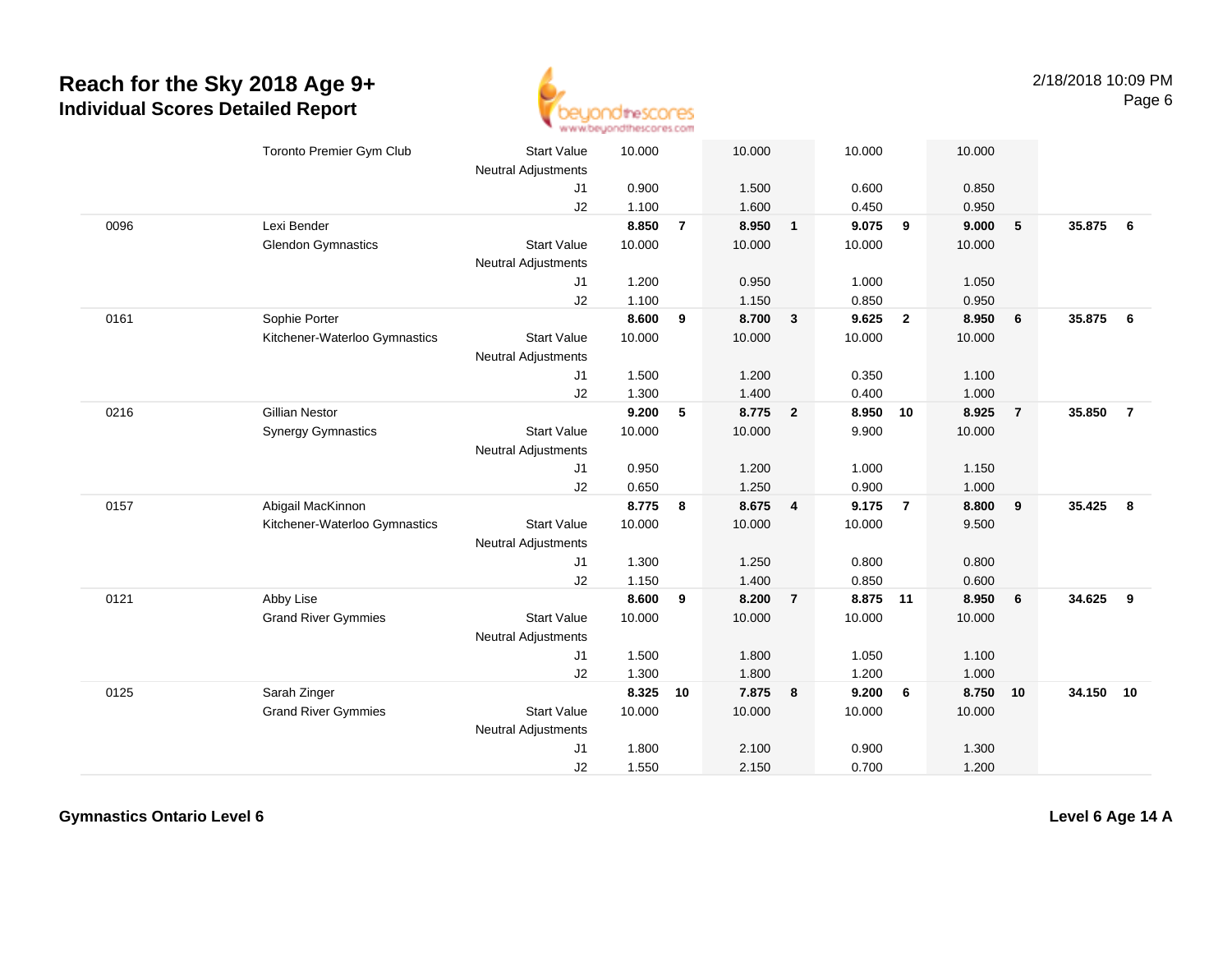# Reach for the Sky 2018 Age 9+
## Individual Scores Detailed Report

| # | Name / Club | | Vault | Rank | Bars | Rank | Beam | Rank | Floor | Rank | AA | Rank |
|---|---|---|---|---|---|---|---|---|---|---|---|---|
| | Toronto Premier Gym Club | Start Value | 10.000 | | 10.000 | | 10.000 | | 10.000 | | | |
| | | Neutral Adjustments | | | | | | | | | | |
| | | J1 | 0.900 | | 1.500 | | 0.600 | | 0.850 | | | |
| | | J2 | 1.100 | | 1.600 | | 0.450 | | 0.950 | | | |
| 0096 | Lexi Bender | | **8.850** | **7** | **8.950** | **1** | **9.075** | **9** | **9.000** | **5** | **35.875** | **6** |
| | Glendon Gymnastics | Start Value | 10.000 | | 10.000 | | 10.000 | | 10.000 | | | |
| | | Neutral Adjustments | | | | | | | | | | |
| | | J1 | 1.200 | | 0.950 | | 1.000 | | 1.050 | | | |
| | | J2 | 1.100 | | 1.150 | | 0.850 | | 0.950 | | | |
| 0161 | Sophie Porter | | **8.600** | **9** | **8.700** | **3** | **9.625** | **2** | **8.950** | **6** | **35.875** | **6** |
| | Kitchener-Waterloo Gymnastics | Start Value | 10.000 | | 10.000 | | 10.000 | | 10.000 | | | |
| | | Neutral Adjustments | | | | | | | | | | |
| | | J1 | 1.500 | | 1.200 | | 0.350 | | 1.100 | | | |
| | | J2 | 1.300 | | 1.400 | | 0.400 | | 1.000 | | | |
| 0216 | Gillian Nestor | | **9.200** | **5** | **8.775** | **2** | **8.950** | **10** | **8.925** | **7** | **35.850** | **7** |
| | Synergy Gymnastics | Start Value | 10.000 | | 10.000 | | 9.900 | | 10.000 | | | |
| | | Neutral Adjustments | | | | | | | | | | |
| | | J1 | 0.950 | | 1.200 | | 1.000 | | 1.150 | | | |
| | | J2 | 0.650 | | 1.250 | | 0.900 | | 1.000 | | | |
| 0157 | Abigail MacKinnon | | **8.775** | **8** | **8.675** | **4** | **9.175** | **7** | **8.800** | **9** | **35.425** | **8** |
| | Kitchener-Waterloo Gymnastics | Start Value | 10.000 | | 10.000 | | 10.000 | | 9.500 | | | |
| | | Neutral Adjustments | | | | | | | | | | |
| | | J1 | 1.300 | | 1.250 | | 0.800 | | 0.800 | | | |
| | | J2 | 1.150 | | 1.400 | | 0.850 | | 0.600 | | | |
| 0121 | Abby Lise | | **8.600** | **9** | **8.200** | **7** | **8.875** | **11** | **8.950** | **6** | **34.625** | **9** |
| | Grand River Gymmies | Start Value | 10.000 | | 10.000 | | 10.000 | | 10.000 | | | |
| | | Neutral Adjustments | | | | | | | | | | |
| | | J1 | 1.500 | | 1.800 | | 1.050 | | 1.100 | | | |
| | | J2 | 1.300 | | 1.800 | | 1.200 | | 1.000 | | | |
| 0125 | Sarah Zinger | | **8.325** | **10** | **7.875** | **8** | **9.200** | **6** | **8.750** | **10** | **34.150** | **10** |
| | Grand River Gymmies | Start Value | 10.000 | | 10.000 | | 10.000 | | 10.000 | | | |
| | | Neutral Adjustments | | | | | | | | | | |
| | | J1 | 1.800 | | 2.100 | | 0.900 | | 1.300 | | | |
| | | J2 | 1.550 | | 2.150 | | 0.700 | | 1.200 | | | |

**Gymnastics Ontario Level 6** **Level 6 Age 14 A**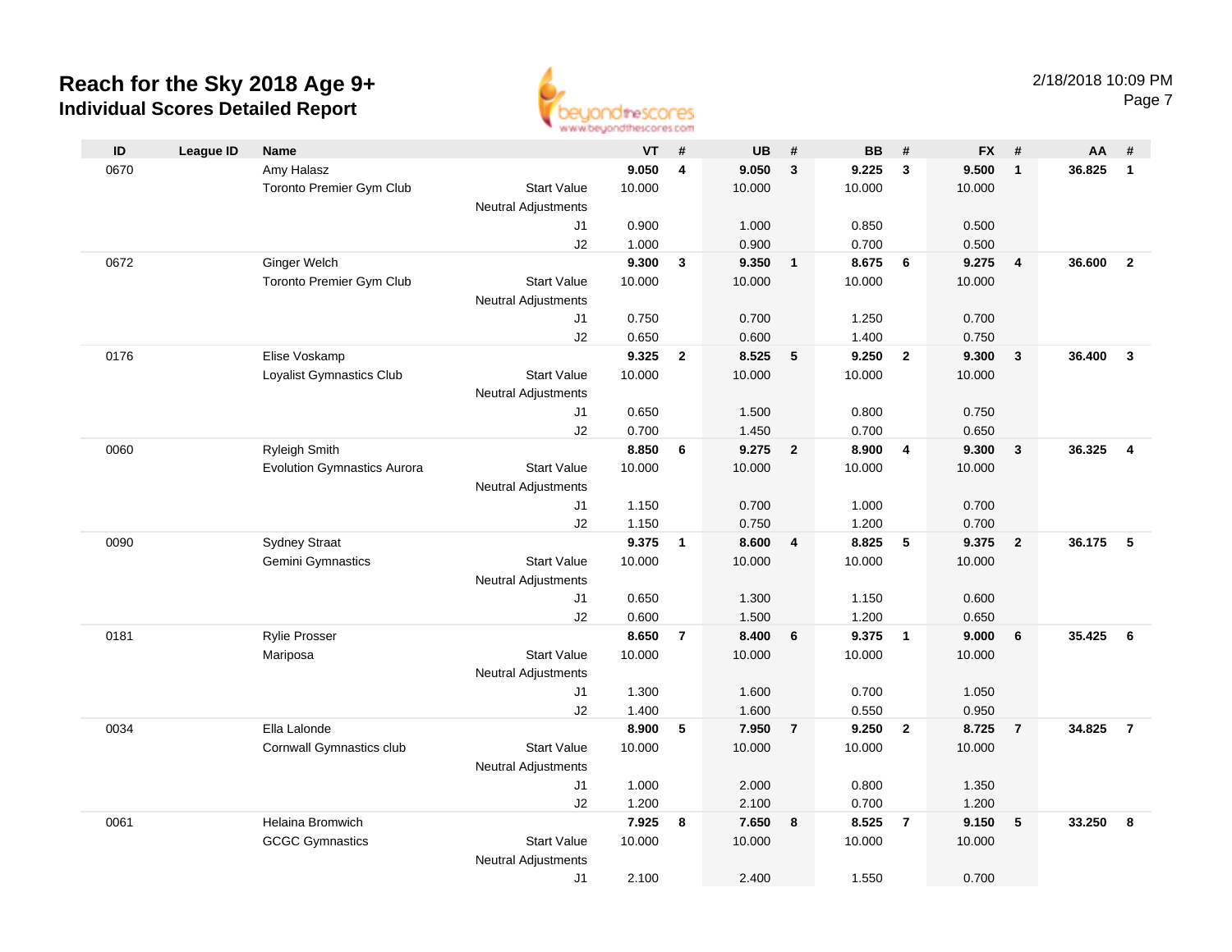# Reach for the Sky 2018 Age 9+

## Individual Scores Detailed Report

2/18/2018 10:09 PM

| ID | League ID | Name | | VT | # | UB | # | BB | # | FX | # | AA | # |
|---|---|---|---|---|---|---|---|---|---|---|---|---|---|
| 0670 | | Amy Halasz | | **9.050** | **4** | **9.050** | **3** | **9.225** | **3** | **9.500** | **1** | **36.825** | **1** |
| | | Toronto Premier Gym Club | Start Value | 10.000 | | 10.000 | | 10.000 | | 10.000 | | | |
| | | | Neutral Adjustments | | | | | | | | | | |
| | | | J1 | 0.900 | | 1.000 | | 0.850 | | 0.500 | | | |
| | | | J2 | 1.000 | | 0.900 | | 0.700 | | 0.500 | | | |
| 0672 | | Ginger Welch | | **9.300** | **3** | **9.350** | **1** | **8.675** | **6** | **9.275** | **4** | **36.600** | **2** |
| | | Toronto Premier Gym Club | Start Value | 10.000 | | 10.000 | | 10.000 | | 10.000 | | | |
| | | | Neutral Adjustments | | | | | | | | | | |
| | | | J1 | 0.750 | | 0.700 | | 1.250 | | 0.700 | | | |
| | | | J2 | 0.650 | | 0.600 | | 1.400 | | 0.750 | | | |
| 0176 | | Elise Voskamp | | **9.325** | **2** | **8.525** | **5** | **9.250** | **2** | **9.300** | **3** | **36.400** | **3** |
| | | Loyalist Gymnastics Club | Start Value | 10.000 | | 10.000 | | 10.000 | | 10.000 | | | |
| | | | Neutral Adjustments | | | | | | | | | | |
| | | | J1 | 0.650 | | 1.500 | | 0.800 | | 0.750 | | | |
| | | | J2 | 0.700 | | 1.450 | | 0.700 | | 0.650 | | | |
| 0060 | | Ryleigh Smith | | **8.850** | **6** | **9.275** | **2** | **8.900** | **4** | **9.300** | **3** | **36.325** | **4** |
| | | Evolution Gymnastics Aurora | Start Value | 10.000 | | 10.000 | | 10.000 | | 10.000 | | | |
| | | | Neutral Adjustments | | | | | | | | | | |
| | | | J1 | 1.150 | | 0.700 | | 1.000 | | 0.700 | | | |
| | | | J2 | 1.150 | | 0.750 | | 1.200 | | 0.700 | | | |
| 0090 | | Sydney Straat | | **9.375** | **1** | **8.600** | **4** | **8.825** | **5** | **9.375** | **2** | **36.175** | **5** |
| | | Gemini Gymnastics | Start Value | 10.000 | | 10.000 | | 10.000 | | 10.000 | | | |
| | | | Neutral Adjustments | | | | | | | | | | |
| | | | J1 | 0.650 | | 1.300 | | 1.150 | | 0.600 | | | |
| | | | J2 | 0.600 | | 1.500 | | 1.200 | | 0.650 | | | |
| 0181 | | Rylie Prosser | | **8.650** | **7** | **8.400** | **6** | **9.375** | **1** | **9.000** | **6** | **35.425** | **6** |
| | | Mariposa | Start Value | 10.000 | | 10.000 | | 10.000 | | 10.000 | | | |
| | | | Neutral Adjustments | | | | | | | | | | |
| | | | J1 | 1.300 | | 1.600 | | 0.700 | | 1.050 | | | |
| | | | J2 | 1.400 | | 1.600 | | 0.550 | | 0.950 | | | |
| 0034 | | Ella Lalonde | | **8.900** | **5** | **7.950** | **7** | **9.250** | **2** | **8.725** | **7** | **34.825** | **7** |
| | | Cornwall Gymnastics club | Start Value | 10.000 | | 10.000 | | 10.000 | | 10.000 | | | |
| | | | Neutral Adjustments | | | | | | | | | | |
| | | | J1 | 1.000 | | 2.000 | | 0.800 | | 1.350 | | | |
| | | | J2 | 1.200 | | 2.100 | | 0.700 | | 1.200 | | | |
| 0061 | | Helaina Bromwich | | **7.925** | **8** | **7.650** | **8** | **8.525** | **7** | **9.150** | **5** | **33.250** | **8** |
| | | GCGC Gymnastics | Start Value | 10.000 | | 10.000 | | 10.000 | | 10.000 | | | |
| | | | Neutral Adjustments | | | | | | | | | | |
| | | | J1 | 2.100 | | 2.400 | | 1.550 | | 0.700 | | | |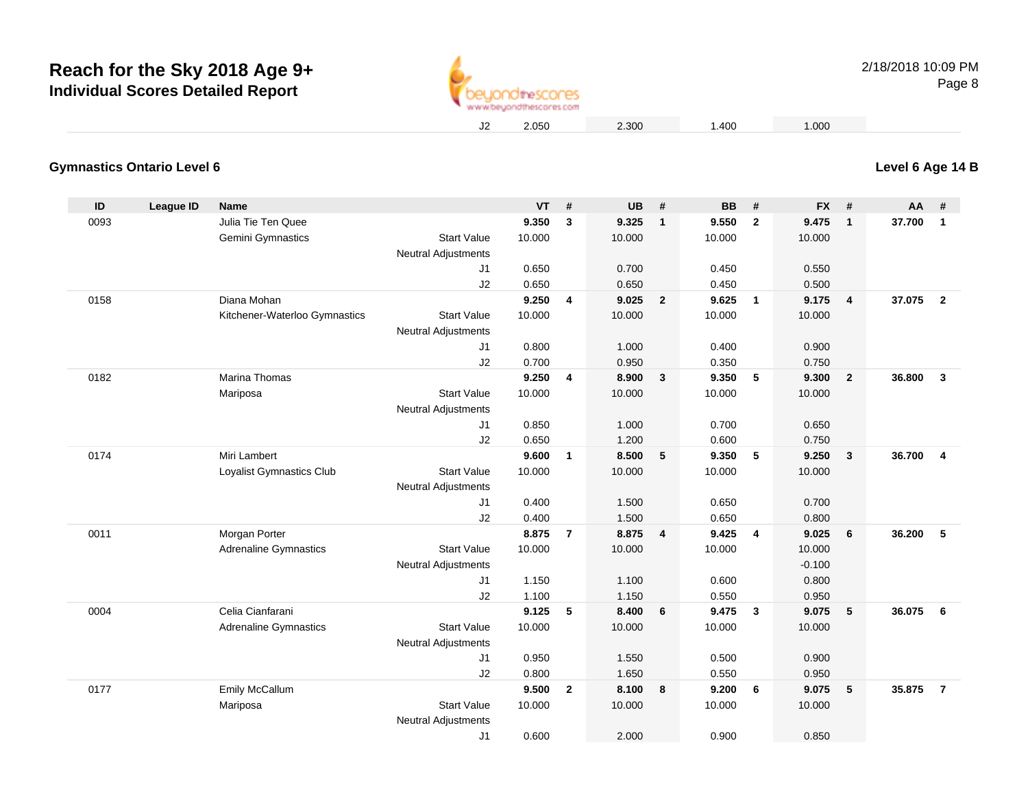# Reach for the Sky 2018 Age 9+

## Individual Scores Detailed Report

| | | | | VT | | UB | | BB | | FX | | | |
|---|---|---|---|---|---|---|---|---|---|---|---|---|---|
| | | | J2 | 2.050 | | 2.300 | | 1.400 | | 1.000 | | | |

### Gymnastics Ontario Level 6

**Level 6 Age 14 B**

| ID | League ID | Name | | VT | # | UB | # | BB | # | FX | # | AA | # |
|---|---|---|---|---|---|---|---|---|---|---|---|---|---|
| 0093 | | Julia Tie Ten Quee | | **9.350** | **3** | **9.325** | **1** | **9.550** | **2** | **9.475** | **1** | **37.700** | **1** |
| | | Gemini Gymnastics | Start Value | 10.000 | | 10.000 | | 10.000 | | 10.000 | | | |
| | | | Neutral Adjustments | | | | | | | | | | |
| | | | J1 | 0.650 | | 0.700 | | 0.450 | | 0.550 | | | |
| | | | J2 | 0.650 | | 0.650 | | 0.450 | | 0.500 | | | |
| 0158 | | Diana Mohan | | **9.250** | **4** | **9.025** | **2** | **9.625** | **1** | **9.175** | **4** | **37.075** | **2** |
| | | Kitchener-Waterloo Gymnastics | Start Value | 10.000 | | 10.000 | | 10.000 | | 10.000 | | | |
| | | | Neutral Adjustments | | | | | | | | | | |
| | | | J1 | 0.800 | | 1.000 | | 0.400 | | 0.900 | | | |
| | | | J2 | 0.700 | | 0.950 | | 0.350 | | 0.750 | | | |
| 0182 | | Marina Thomas | | **9.250** | **4** | **8.900** | **3** | **9.350** | **5** | **9.300** | **2** | **36.800** | **3** |
| | | Mariposa | Start Value | 10.000 | | 10.000 | | 10.000 | | 10.000 | | | |
| | | | Neutral Adjustments | | | | | | | | | | |
| | | | J1 | 0.850 | | 1.000 | | 0.700 | | 0.650 | | | |
| | | | J2 | 0.650 | | 1.200 | | 0.600 | | 0.750 | | | |
| 0174 | | Miri Lambert | | **9.600** | **1** | **8.500** | **5** | **9.350** | **5** | **9.250** | **3** | **36.700** | **4** |
| | | Loyalist Gymnastics Club | Start Value | 10.000 | | 10.000 | | 10.000 | | 10.000 | | | |
| | | | Neutral Adjustments | | | | | | | | | | |
| | | | J1 | 0.400 | | 1.500 | | 0.650 | | 0.700 | | | |
| | | | J2 | 0.400 | | 1.500 | | 0.650 | | 0.800 | | | |
| 0011 | | Morgan Porter | | **8.875** | **7** | **8.875** | **4** | **9.425** | **4** | **9.025** | **6** | **36.200** | **5** |
| | | Adrenaline Gymnastics | Start Value | 10.000 | | 10.000 | | 10.000 | | 10.000 | | | |
| | | | Neutral Adjustments | | | | | | | -0.100 | | | |
| | | | J1 | 1.150 | | 1.100 | | 0.600 | | 0.800 | | | |
| | | | J2 | 1.100 | | 1.150 | | 0.550 | | 0.950 | | | |
| 0004 | | Celia Cianfarani | | **9.125** | **5** | **8.400** | **6** | **9.475** | **3** | **9.075** | **5** | **36.075** | **6** |
| | | Adrenaline Gymnastics | Start Value | 10.000 | | 10.000 | | 10.000 | | 10.000 | | | |
| | | | Neutral Adjustments | | | | | | | | | | |
| | | | J1 | 0.950 | | 1.550 | | 0.500 | | 0.900 | | | |
| | | | J2 | 0.800 | | 1.650 | | 0.550 | | 0.950 | | | |
| 0177 | | Emily McCallum | | **9.500** | **2** | **8.100** | **8** | **9.200** | **6** | **9.075** | **5** | **35.875** | **7** |
| | | Mariposa | Start Value | 10.000 | | 10.000 | | 10.000 | | 10.000 | | | |
| | | | Neutral Adjustments | | | | | | | | | | |
| | | | J1 | 0.600 | | 2.000 | | 0.900 | | 0.850 | | | |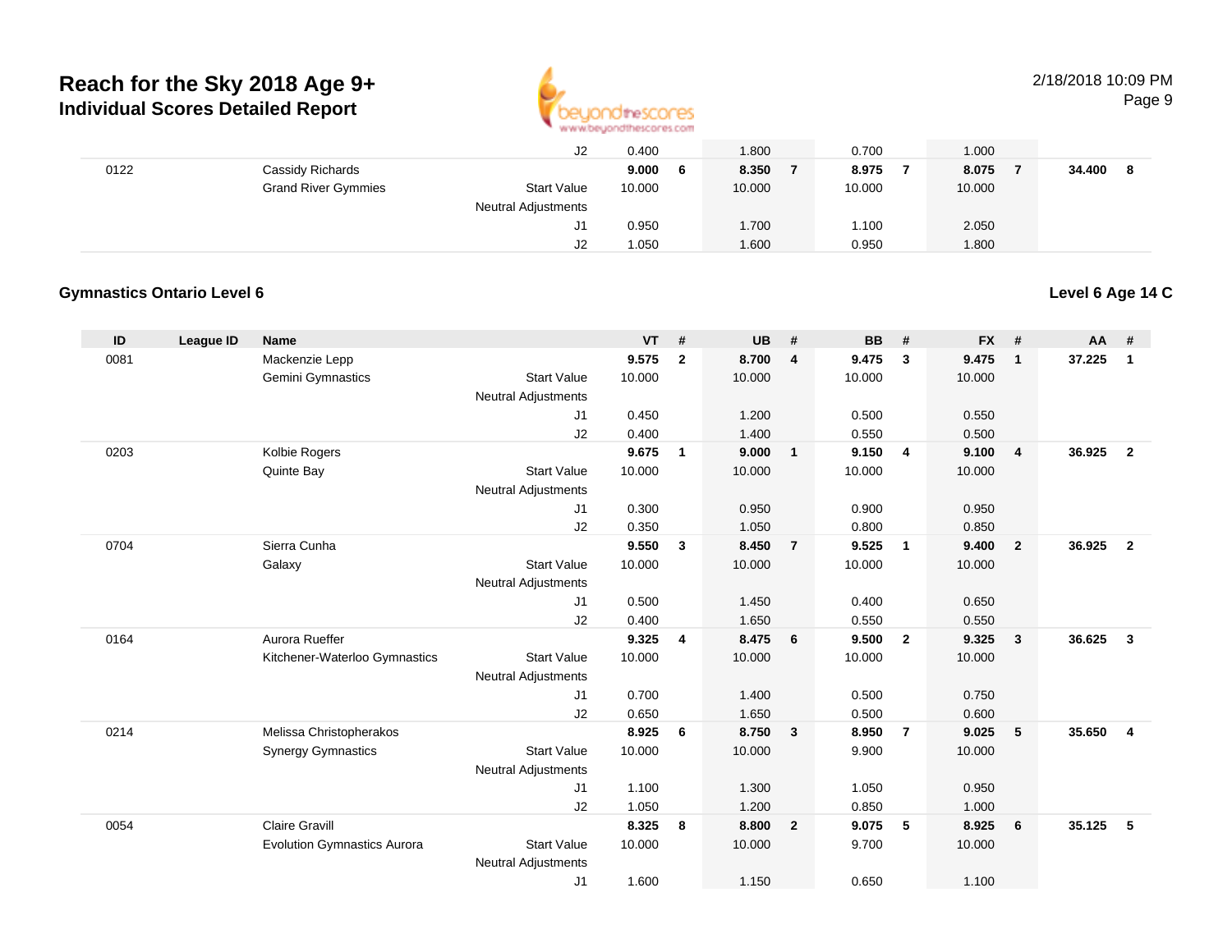# Reach for the Sky 2018 Age 9+
## Individual Scores Detailed Report

2/18/2018 10:09 PM

| ID | League ID | Name | | VT | # | UB | # | BB | # | FX | # | AA | # |
|---|---|---|---|---|---|---|---|---|---|---|---|---|---|
| | | | J2 | 0.400 | | 1.800 | | 0.700 | | 1.000 | | | |
| 0122 | | Cassidy Richards | | **9.000** | **6** | **8.350** | **7** | **8.975** | **7** | **8.075** | **7** | **34.400** | **8** |
| | | Grand River Gymmies | Start Value | 10.000 | | 10.000 | | 10.000 | | 10.000 | | | |
| | | | Neutral Adjustments | | | | | | | | | | |
| | | | J1 | 0.950 | | 1.700 | | 1.100 | | 2.050 | | | |
| | | | J2 | 1.050 | | 1.600 | | 0.950 | | 1.800 | | | |

### Gymnastics Ontario Level 6

**Level 6 Age 14 C**

| ID | League ID | Name | | VT | # | UB | # | BB | # | FX | # | AA | # |
|---|---|---|---|---|---|---|---|---|---|---|---|---|---|
| 0081 | | Mackenzie Lepp | | **9.575** | **2** | **8.700** | **4** | **9.475** | **3** | **9.475** | **1** | **37.225** | **1** |
| | | Gemini Gymnastics | Start Value | 10.000 | | 10.000 | | 10.000 | | 10.000 | | | |
| | | | Neutral Adjustments | | | | | | | | | | |
| | | | J1 | 0.450 | | 1.200 | | 0.500 | | 0.550 | | | |
| | | | J2 | 0.400 | | 1.400 | | 0.550 | | 0.500 | | | |
| 0203 | | Kolbie Rogers | | **9.675** | **1** | **9.000** | **1** | **9.150** | **4** | **9.100** | **4** | **36.925** | **2** |
| | | Quinte Bay | Start Value | 10.000 | | 10.000 | | 10.000 | | 10.000 | | | |
| | | | Neutral Adjustments | | | | | | | | | | |
| | | | J1 | 0.300 | | 0.950 | | 0.900 | | 0.950 | | | |
| | | | J2 | 0.350 | | 1.050 | | 0.800 | | 0.850 | | | |
| 0704 | | Sierra Cunha | | **9.550** | **3** | **8.450** | **7** | **9.525** | **1** | **9.400** | **2** | **36.925** | **2** |
| | | Galaxy | Start Value | 10.000 | | 10.000 | | 10.000 | | 10.000 | | | |
| | | | Neutral Adjustments | | | | | | | | | | |
| | | | J1 | 0.500 | | 1.450 | | 0.400 | | 0.650 | | | |
| | | | J2 | 0.400 | | 1.650 | | 0.550 | | 0.550 | | | |
| 0164 | | Aurora Rueffer | | **9.325** | **4** | **8.475** | **6** | **9.500** | **2** | **9.325** | **3** | **36.625** | **3** |
| | | Kitchener-Waterloo Gymnastics | Start Value | 10.000 | | 10.000 | | 10.000 | | 10.000 | | | |
| | | | Neutral Adjustments | | | | | | | | | | |
| | | | J1 | 0.700 | | 1.400 | | 0.500 | | 0.750 | | | |
| | | | J2 | 0.650 | | 1.650 | | 0.500 | | 0.600 | | | |
| 0214 | | Melissa Christopherakos | | **8.925** | **6** | **8.750** | **3** | **8.950** | **7** | **9.025** | **5** | **35.650** | **4** |
| | | Synergy Gymnastics | Start Value | 10.000 | | 10.000 | | 9.900 | | 10.000 | | | |
| | | | Neutral Adjustments | | | | | | | | | | |
| | | | J1 | 1.100 | | 1.300 | | 1.050 | | 0.950 | | | |
| | | | J2 | 1.050 | | 1.200 | | 0.850 | | 1.000 | | | |
| 0054 | | Claire Gravill | | **8.325** | **8** | **8.800** | **2** | **9.075** | **5** | **8.925** | **6** | **35.125** | **5** |
| | | Evolution Gymnastics Aurora | Start Value | 10.000 | | 10.000 | | 9.700 | | 10.000 | | | |
| | | | Neutral Adjustments | | | | | | | | | | |
| | | | J1 | 1.600 | | 1.150 | | 0.650 | | 1.100 | | | |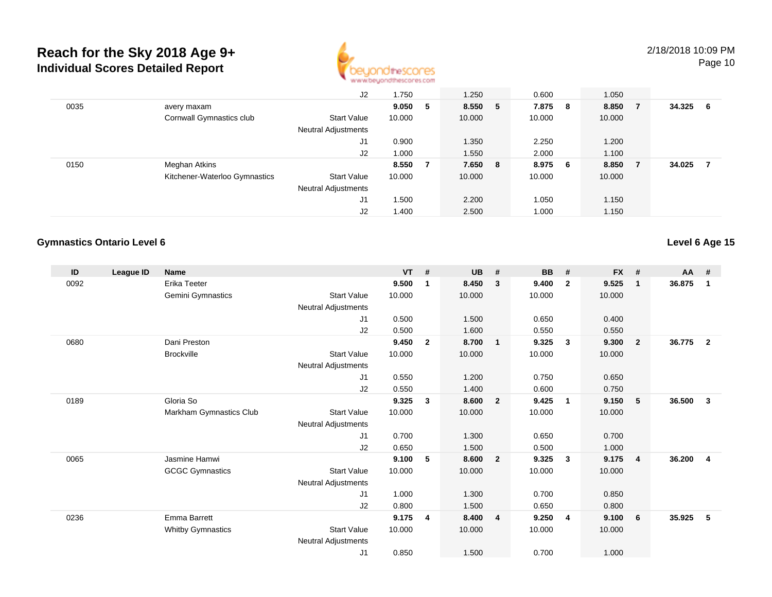# Reach for the Sky 2018 Age 9+

## Individual Scores Detailed Report

2/18/2018 10:09 PM

| ID | League ID | Name | | VT | # | UB | # | BB | # | FX | # | AA | # |
|---|---|---|---|---|---|---|---|---|---|---|---|---|---|
| | | | J2 | 1.750 | | 1.250 | | 0.600 | | 1.050 | | | |
| 0035 | | avery maxam | | **9.050** | **5** | **8.550** | **5** | **7.875** | **8** | **8.850** | **7** | **34.325** | **6** |
| | | Cornwall Gymnastics club | Start Value | 10.000 | | 10.000 | | 10.000 | | 10.000 | | | |
| | | | Neutral Adjustments | | | | | | | | | | |
| | | | J1 | 0.900 | | 1.350 | | 2.250 | | 1.200 | | | |
| | | | J2 | 1.000 | | 1.550 | | 2.000 | | 1.100 | | | |
| 0150 | | Meghan Atkins | | **8.550** | **7** | **7.650** | **8** | **8.975** | **6** | **8.850** | **7** | **34.025** | **7** |
| | | Kitchener-Waterloo Gymnastics | Start Value | 10.000 | | 10.000 | | 10.000 | | 10.000 | | | |
| | | | Neutral Adjustments | | | | | | | | | | |
| | | | J1 | 1.500 | | 2.200 | | 1.050 | | 1.150 | | | |
| | | | J2 | 1.400 | | 2.500 | | 1.000 | | 1.150 | | | |

### Gymnastics Ontario Level 6

**Level 6 Age 15**

| ID | League ID | Name | | VT | # | UB | # | BB | # | FX | # | AA | # |
|---|---|---|---|---|---|---|---|---|---|---|---|---|---|
| 0092 | | Erika Teeter | | **9.500** | **1** | **8.450** | **3** | **9.400** | **2** | **9.525** | **1** | **36.875** | **1** |
| | | Gemini Gymnastics | Start Value | 10.000 | | 10.000 | | 10.000 | | 10.000 | | | |
| | | | Neutral Adjustments | | | | | | | | | | |
| | | | J1 | 0.500 | | 1.500 | | 0.650 | | 0.400 | | | |
| | | | J2 | 0.500 | | 1.600 | | 0.550 | | 0.550 | | | |
| 0680 | | Dani Preston | | **9.450** | **2** | **8.700** | **1** | **9.325** | **3** | **9.300** | **2** | **36.775** | **2** |
| | | Brockville | Start Value | 10.000 | | 10.000 | | 10.000 | | 10.000 | | | |
| | | | Neutral Adjustments | | | | | | | | | | |
| | | | J1 | 0.550 | | 1.200 | | 0.750 | | 0.650 | | | |
| | | | J2 | 0.550 | | 1.400 | | 0.600 | | 0.750 | | | |
| 0189 | | Gloria So | | **9.325** | **3** | **8.600** | **2** | **9.425** | **1** | **9.150** | **5** | **36.500** | **3** |
| | | Markham Gymnastics Club | Start Value | 10.000 | | 10.000 | | 10.000 | | 10.000 | | | |
| | | | Neutral Adjustments | | | | | | | | | | |
| | | | J1 | 0.700 | | 1.300 | | 0.650 | | 0.700 | | | |
| | | | J2 | 0.650 | | 1.500 | | 0.500 | | 1.000 | | | |
| 0065 | | Jasmine Hamwi | | **9.100** | **5** | **8.600** | **2** | **9.325** | **3** | **9.175** | **4** | **36.200** | **4** |
| | | GCGC Gymnastics | Start Value | 10.000 | | 10.000 | | 10.000 | | 10.000 | | | |
| | | | Neutral Adjustments | | | | | | | | | | |
| | | | J1 | 1.000 | | 1.300 | | 0.700 | | 0.850 | | | |
| | | | J2 | 0.800 | | 1.500 | | 0.650 | | 0.800 | | | |
| 0236 | | Emma Barrett | | **9.175** | **4** | **8.400** | **4** | **9.250** | **4** | **9.100** | **6** | **35.925** | **5** |
| | | Whitby Gymnastics | Start Value | 10.000 | | 10.000 | | 10.000 | | 10.000 | | | |
| | | | Neutral Adjustments | | | | | | | | | | |
| | | | J1 | 0.850 | | 1.500 | | 0.700 | | 1.000 | | | |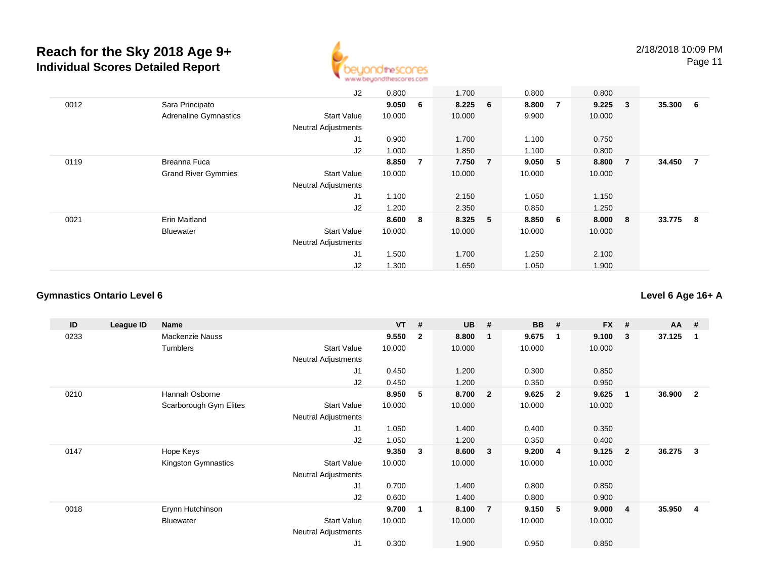# Reach for the Sky 2018 Age 9+

## Individual Scores Detailed Report

2/18/2018 10:09 PM

| ID | League ID | Name | | VT | # | UB | # | BB | # | FX | # | AA | # |
|---|---|---|---|---|---|---|---|---|---|---|---|---|---|
| | | | J2 | 0.800 | | 1.700 | | 0.800 | | 0.800 | | | |
| 0012 | | Sara Principato | | **9.050** | **6** | **8.225** | **6** | **8.800** | **7** | **9.225** | **3** | **35.300** | **6** |
| | | Adrenaline Gymnastics | Start Value | 10.000 | | 10.000 | | 9.900 | | 10.000 | | | |
| | | | Neutral Adjustments | | | | | | | | | | |
| | | | J1 | 0.900 | | 1.700 | | 1.100 | | 0.750 | | | |
| | | | J2 | 1.000 | | 1.850 | | 1.100 | | 0.800 | | | |
| 0119 | | Breanna Fuca | | **8.850** | **7** | **7.750** | **7** | **9.050** | **5** | **8.800** | **7** | **34.450** | **7** |
| | | Grand River Gymmies | Start Value | 10.000 | | 10.000 | | 10.000 | | 10.000 | | | |
| | | | Neutral Adjustments | | | | | | | | | | |
| | | | J1 | 1.100 | | 2.150 | | 1.050 | | 1.150 | | | |
| | | | J2 | 1.200 | | 2.350 | | 0.850 | | 1.250 | | | |
| 0021 | | Erin Maitland | | **8.600** | **8** | **8.325** | **5** | **8.850** | **6** | **8.000** | **8** | **33.775** | **8** |
| | | Bluewater | Start Value | 10.000 | | 10.000 | | 10.000 | | 10.000 | | | |
| | | | Neutral Adjustments | | | | | | | | | | |
| | | | J1 | 1.500 | | 1.700 | | 1.250 | | 2.100 | | | |
| | | | J2 | 1.300 | | 1.650 | | 1.050 | | 1.900 | | | |

### Gymnastics Ontario Level 6

**Level 6 Age 16+ A**

| ID | League ID | Name | | VT | # | UB | # | BB | # | FX | # | AA | # |
|---|---|---|---|---|---|---|---|---|---|---|---|---|---|
| 0233 | | Mackenzie Nauss | | **9.550** | **2** | **8.800** | **1** | **9.675** | **1** | **9.100** | **3** | **37.125** | **1** |
| | | Tumblers | Start Value | 10.000 | | 10.000 | | 10.000 | | 10.000 | | | |
| | | | Neutral Adjustments | | | | | | | | | | |
| | | | J1 | 0.450 | | 1.200 | | 0.300 | | 0.850 | | | |
| | | | J2 | 0.450 | | 1.200 | | 0.350 | | 0.950 | | | |
| 0210 | | Hannah Osborne | | **8.950** | **5** | **8.700** | **2** | **9.625** | **2** | **9.625** | **1** | **36.900** | **2** |
| | | Scarborough Gym Elites | Start Value | 10.000 | | 10.000 | | 10.000 | | 10.000 | | | |
| | | | Neutral Adjustments | | | | | | | | | | |
| | | | J1 | 1.050 | | 1.400 | | 0.400 | | 0.350 | | | |
| | | | J2 | 1.050 | | 1.200 | | 0.350 | | 0.400 | | | |
| 0147 | | Hope Keys | | **9.350** | **3** | **8.600** | **3** | **9.200** | **4** | **9.125** | **2** | **36.275** | **3** |
| | | Kingston Gymnastics | Start Value | 10.000 | | 10.000 | | 10.000 | | 10.000 | | | |
| | | | Neutral Adjustments | | | | | | | | | | |
| | | | J1 | 0.700 | | 1.400 | | 0.800 | | 0.850 | | | |
| | | | J2 | 0.600 | | 1.400 | | 0.800 | | 0.900 | | | |
| 0018 | | Erynn Hutchinson | | **9.700** | **1** | **8.100** | **7** | **9.150** | **5** | **9.000** | **4** | **35.950** | **4** |
| | | Bluewater | Start Value | 10.000 | | 10.000 | | 10.000 | | 10.000 | | | |
| | | | Neutral Adjustments | | | | | | | | | | |
| | | | J1 | 0.300 | | 1.900 | | 0.950 | | 0.850 | | | |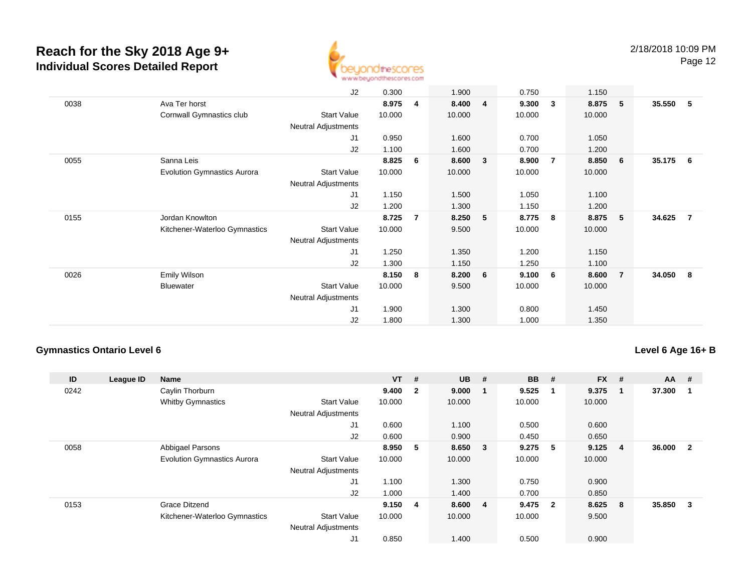# Reach for the Sky 2018 Age 9+

## Individual Scores Detailed Report

| ID | League ID | Name | | VT | # | UB | # | BB | # | FX | # | AA | # |
|---|---|---|---|---|---|---|---|---|---|---|---|---|---|
| | | | J2 | 0.300 | | 1.900 | | 0.750 | | 1.150 | | | |
| 0038 | | Ava Ter horst | | **8.975** | **4** | **8.400** | **4** | **9.300** | **3** | **8.875** | **5** | **35.550** | **5** |
| | | Cornwall Gymnastics club | Start Value | 10.000 | | 10.000 | | 10.000 | | 10.000 | | | |
| | | | Neutral Adjustments | | | | | | | | | | |
| | | | J1 | 0.950 | | 1.600 | | 0.700 | | 1.050 | | | |
| | | | J2 | 1.100 | | 1.600 | | 0.700 | | 1.200 | | | |
| 0055 | | Sanna Leis | | **8.825** | **6** | **8.600** | **3** | **8.900** | **7** | **8.850** | **6** | **35.175** | **6** |
| | | Evolution Gymnastics Aurora | Start Value | 10.000 | | 10.000 | | 10.000 | | 10.000 | | | |
| | | | Neutral Adjustments | | | | | | | | | | |
| | | | J1 | 1.150 | | 1.500 | | 1.050 | | 1.100 | | | |
| | | | J2 | 1.200 | | 1.300 | | 1.150 | | 1.200 | | | |
| 0155 | | Jordan Knowlton | | **8.725** | **7** | **8.250** | **5** | **8.775** | **8** | **8.875** | **5** | **34.625** | **7** |
| | | Kitchener-Waterloo Gymnastics | Start Value | 10.000 | | 9.500 | | 10.000 | | 10.000 | | | |
| | | | Neutral Adjustments | | | | | | | | | | |
| | | | J1 | 1.250 | | 1.350 | | 1.200 | | 1.150 | | | |
| | | | J2 | 1.300 | | 1.150 | | 1.250 | | 1.100 | | | |
| 0026 | | Emily Wilson | | **8.150** | **8** | **8.200** | **6** | **9.100** | **6** | **8.600** | **7** | **34.050** | **8** |
| | | Bluewater | Start Value | 10.000 | | 9.500 | | 10.000 | | 10.000 | | | |
| | | | Neutral Adjustments | | | | | | | | | | |
| | | | J1 | 1.900 | | 1.300 | | 0.800 | | 1.450 | | | |
| | | | J2 | 1.800 | | 1.300 | | 1.000 | | 1.350 | | | |

### Gymnastics Ontario Level 6

**Level 6 Age 16+ B**

| ID | League ID | Name | | VT | # | UB | # | BB | # | FX | # | AA | # |
|---|---|---|---|---|---|---|---|---|---|---|---|---|---|
| 0242 | | Caylin Thorburn | | **9.400** | **2** | **9.000** | **1** | **9.525** | **1** | **9.375** | **1** | **37.300** | **1** |
| | | Whitby Gymnastics | Start Value | 10.000 | | 10.000 | | 10.000 | | 10.000 | | | |
| | | | Neutral Adjustments | | | | | | | | | | |
| | | | J1 | 0.600 | | 1.100 | | 0.500 | | 0.600 | | | |
| | | | J2 | 0.600 | | 0.900 | | 0.450 | | 0.650 | | | |
| 0058 | | Abbigael Parsons | | **8.950** | **5** | **8.650** | **3** | **9.275** | **5** | **9.125** | **4** | **36.000** | **2** |
| | | Evolution Gymnastics Aurora | Start Value | 10.000 | | 10.000 | | 10.000 | | 10.000 | | | |
| | | | Neutral Adjustments | | | | | | | | | | |
| | | | J1 | 1.100 | | 1.300 | | 0.750 | | 0.900 | | | |
| | | | J2 | 1.000 | | 1.400 | | 0.700 | | 0.850 | | | |
| 0153 | | Grace Ditzend | | **9.150** | **4** | **8.600** | **4** | **9.475** | **2** | **8.625** | **8** | **35.850** | **3** |
| | | Kitchener-Waterloo Gymnastics | Start Value | 10.000 | | 10.000 | | 10.000 | | 9.500 | | | |
| | | | Neutral Adjustments | | | | | | | | | | |
| | | | J1 | 0.850 | | 1.400 | | 0.500 | | 0.900 | | | |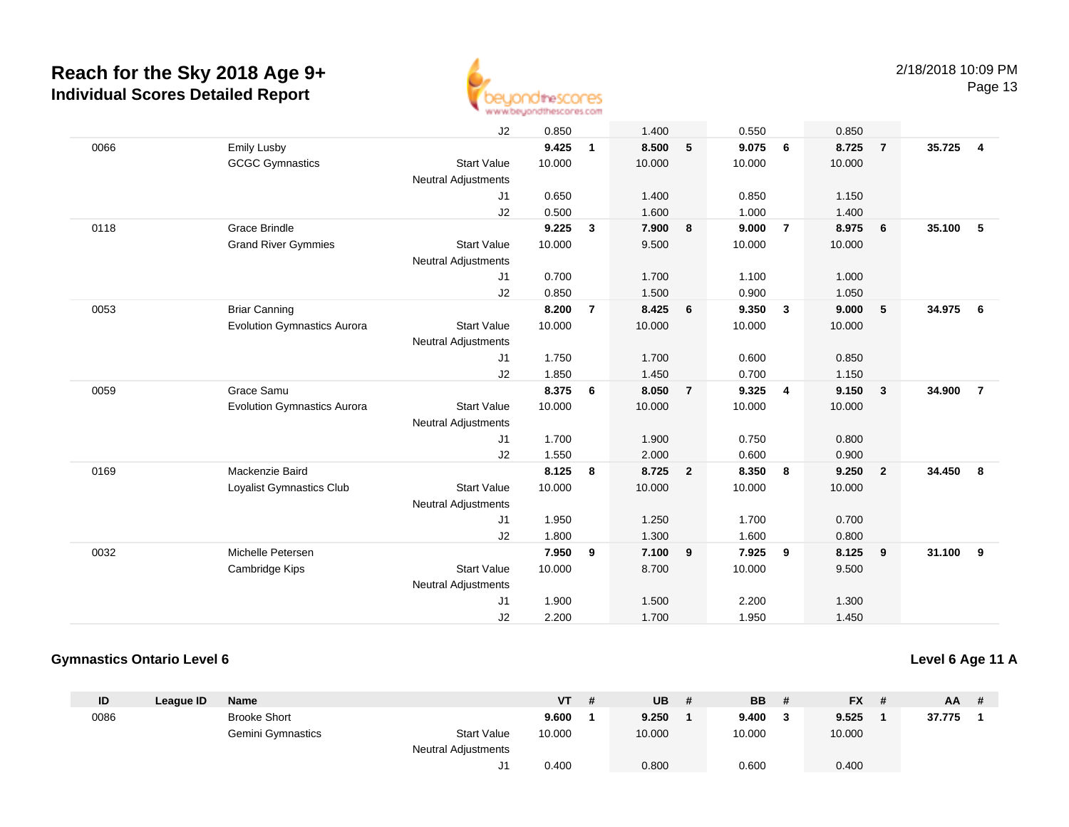# Reach for the Sky 2018 Age 9+
## Individual Scores Detailed Report

| ID | League ID | Name | | VT | # | UB | # | BB | # | FX | # | AA | # |
|---|---|---|---|---|---|---|---|---|---|---|---|---|---|
| | | | J2 | 0.850 | | 1.400 | | 0.550 | | 0.850 | | | |
| 0066 | | Emily Lusby | | **9.425** | **1** | **8.500** | **5** | **9.075** | **6** | **8.725** | **7** | **35.725** | **4** |
| | | GCGC Gymnastics | Start Value | 10.000 | | 10.000 | | 10.000 | | 10.000 | | | |
| | | | Neutral Adjustments | | | | | | | | | | |
| | | | J1 | 0.650 | | 1.400 | | 0.850 | | 1.150 | | | |
| | | | J2 | 0.500 | | 1.600 | | 1.000 | | 1.400 | | | |
| 0118 | | Grace Brindle | | **9.225** | **3** | **7.900** | **8** | **9.000** | **7** | **8.975** | **6** | **35.100** | **5** |
| | | Grand River Gymmies | Start Value | 10.000 | | 9.500 | | 10.000 | | 10.000 | | | |
| | | | Neutral Adjustments | | | | | | | | | | |
| | | | J1 | 0.700 | | 1.700 | | 1.100 | | 1.000 | | | |
| | | | J2 | 0.850 | | 1.500 | | 0.900 | | 1.050 | | | |
| 0053 | | Briar Canning | | **8.200** | **7** | **8.425** | **6** | **9.350** | **3** | **9.000** | **5** | **34.975** | **6** |
| | | Evolution Gymnastics Aurora | Start Value | 10.000 | | 10.000 | | 10.000 | | 10.000 | | | |
| | | | Neutral Adjustments | | | | | | | | | | |
| | | | J1 | 1.750 | | 1.700 | | 0.600 | | 0.850 | | | |
| | | | J2 | 1.850 | | 1.450 | | 0.700 | | 1.150 | | | |
| 0059 | | Grace Samu | | **8.375** | **6** | **8.050** | **7** | **9.325** | **4** | **9.150** | **3** | **34.900** | **7** |
| | | Evolution Gymnastics Aurora | Start Value | 10.000 | | 10.000 | | 10.000 | | 10.000 | | | |
| | | | Neutral Adjustments | | | | | | | | | | |
| | | | J1 | 1.700 | | 1.900 | | 0.750 | | 0.800 | | | |
| | | | J2 | 1.550 | | 2.000 | | 0.600 | | 0.900 | | | |
| 0169 | | Mackenzie Baird | | **8.125** | **8** | **8.725** | **2** | **8.350** | **8** | **9.250** | **2** | **34.450** | **8** |
| | | Loyalist Gymnastics Club | Start Value | 10.000 | | 10.000 | | 10.000 | | 10.000 | | | |
| | | | Neutral Adjustments | | | | | | | | | | |
| | | | J1 | 1.950 | | 1.250 | | 1.700 | | 0.700 | | | |
| | | | J2 | 1.800 | | 1.300 | | 1.600 | | 0.800 | | | |
| 0032 | | Michelle Petersen | | **7.950** | **9** | **7.100** | **9** | **7.925** | **9** | **8.125** | **9** | **31.100** | **9** |
| | | Cambridge Kips | Start Value | 10.000 | | 8.700 | | 10.000 | | 9.500 | | | |
| | | | Neutral Adjustments | | | | | | | | | | |
| | | | J1 | 1.900 | | 1.500 | | 2.200 | | 1.300 | | | |
| | | | J2 | 2.200 | | 1.700 | | 1.950 | | 1.450 | | | |

### Gymnastics Ontario Level 6

**Level 6 Age 11 A**

| ID | League ID | Name | | VT | # | UB | # | BB | # | FX | # | AA | # |
|---|---|---|---|---|---|---|---|---|---|---|---|---|---|
| 0086 | | Brooke Short | | **9.600** | **1** | **9.250** | **1** | **9.400** | **3** | **9.525** | **1** | **37.775** | **1** |
| | | Gemini Gymnastics | Start Value | 10.000 | | 10.000 | | 10.000 | | 10.000 | | | |
| | | | Neutral Adjustments | | | | | | | | | | |
| | | | J1 | 0.400 | | 0.800 | | 0.600 | | 0.400 | | | |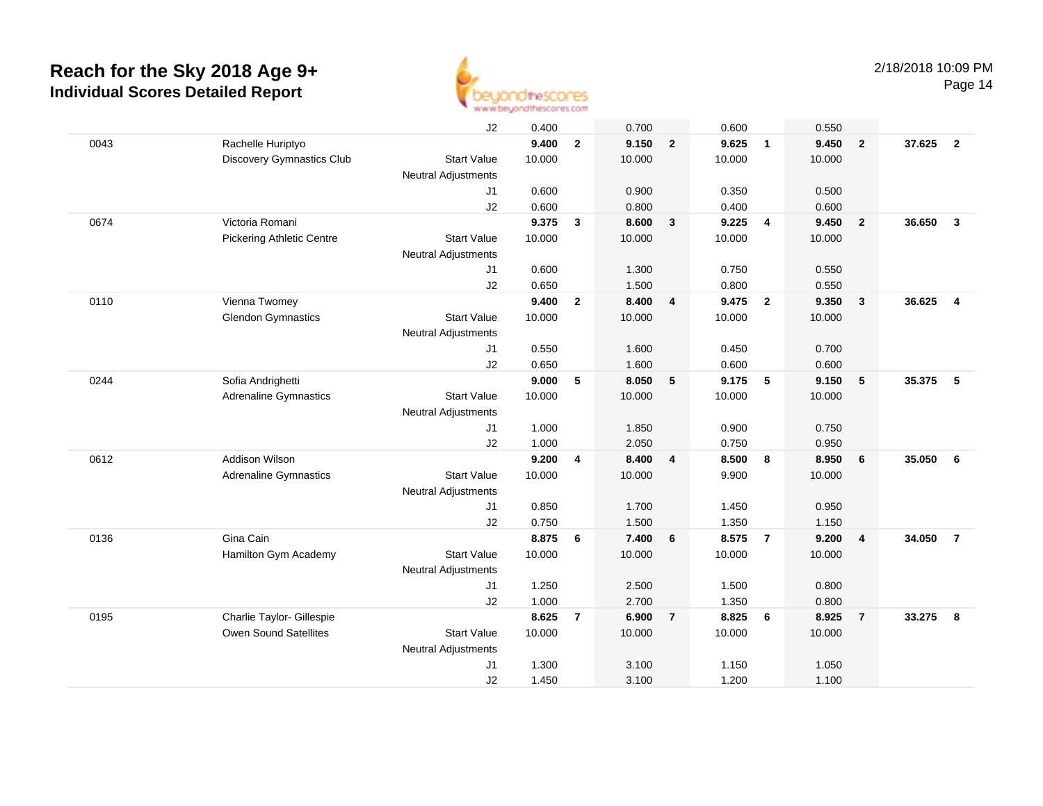# Reach for the Sky 2018 Age 9+

## Individual Scores Detailed Report

2/18/2018 10:09 PM

| | | | | | | | | | | | | | |
|---|---|---|---|---|---|---|---|---|---|---|---|---|---|
| | | J2 | 0.400 | | 0.700 | | 0.600 | | 0.550 | | | |
| 0043 | Rachelle Huriptyo | | **9.400** | **2** | **9.150** | **2** | **9.625** | **1** | **9.450** | **2** | **37.625** | **2** |
| | Discovery Gymnastics Club | Start Value | 10.000 | | 10.000 | | 10.000 | | 10.000 | | | |
| | | Neutral Adjustments | | | | | | | | | | |
| | | J1 | 0.600 | | 0.900 | | 0.350 | | 0.500 | | | |
| | | J2 | 0.600 | | 0.800 | | 0.400 | | 0.600 | | | |
| 0674 | Victoria Romani | | **9.375** | **3** | **8.600** | **3** | **9.225** | **4** | **9.450** | **2** | **36.650** | **3** |
| | Pickering Athletic Centre | Start Value | 10.000 | | 10.000 | | 10.000 | | 10.000 | | | |
| | | Neutral Adjustments | | | | | | | | | | |
| | | J1 | 0.600 | | 1.300 | | 0.750 | | 0.550 | | | |
| | | J2 | 0.650 | | 1.500 | | 0.800 | | 0.550 | | | |
| 0110 | Vienna Twomey | | **9.400** | **2** | **8.400** | **4** | **9.475** | **2** | **9.350** | **3** | **36.625** | **4** |
| | Glendon Gymnastics | Start Value | 10.000 | | 10.000 | | 10.000 | | 10.000 | | | |
| | | Neutral Adjustments | | | | | | | | | | |
| | | J1 | 0.550 | | 1.600 | | 0.450 | | 0.700 | | | |
| | | J2 | 0.650 | | 1.600 | | 0.600 | | 0.600 | | | |
| 0244 | Sofia Andrighetti | | **9.000** | **5** | **8.050** | **5** | **9.175** | **5** | **9.150** | **5** | **35.375** | **5** |
| | Adrenaline Gymnastics | Start Value | 10.000 | | 10.000 | | 10.000 | | 10.000 | | | |
| | | Neutral Adjustments | | | | | | | | | | |
| | | J1 | 1.000 | | 1.850 | | 0.900 | | 0.750 | | | |
| | | J2 | 1.000 | | 2.050 | | 0.750 | | 0.950 | | | |
| 0612 | Addison Wilson | | **9.200** | **4** | **8.400** | **4** | **8.500** | **8** | **8.950** | **6** | **35.050** | **6** |
| | Adrenaline Gymnastics | Start Value | 10.000 | | 10.000 | | 9.900 | | 10.000 | | | |
| | | Neutral Adjustments | | | | | | | | | | |
| | | J1 | 0.850 | | 1.700 | | 1.450 | | 0.950 | | | |
| | | J2 | 0.750 | | 1.500 | | 1.350 | | 1.150 | | | |
| 0136 | Gina Cain | | **8.875** | **6** | **7.400** | **6** | **8.575** | **7** | **9.200** | **4** | **34.050** | **7** |
| | Hamilton Gym Academy | Start Value | 10.000 | | 10.000 | | 10.000 | | 10.000 | | | |
| | | Neutral Adjustments | | | | | | | | | | |
| | | J1 | 1.250 | | 2.500 | | 1.500 | | 0.800 | | | |
| | | J2 | 1.000 | | 2.700 | | 1.350 | | 0.800 | | | |
| 0195 | Charlie Taylor- Gillespie | | **8.625** | **7** | **6.900** | **7** | **8.825** | **6** | **8.925** | **7** | **33.275** | **8** |
| | Owen Sound Satellites | Start Value | 10.000 | | 10.000 | | 10.000 | | 10.000 | | | |
| | | Neutral Adjustments | | | | | | | | | | |
| | | J1 | 1.300 | | 3.100 | | 1.150 | | 1.050 | | | |
| | | J2 | 1.450 | | 3.100 | | 1.200 | | 1.100 | | | |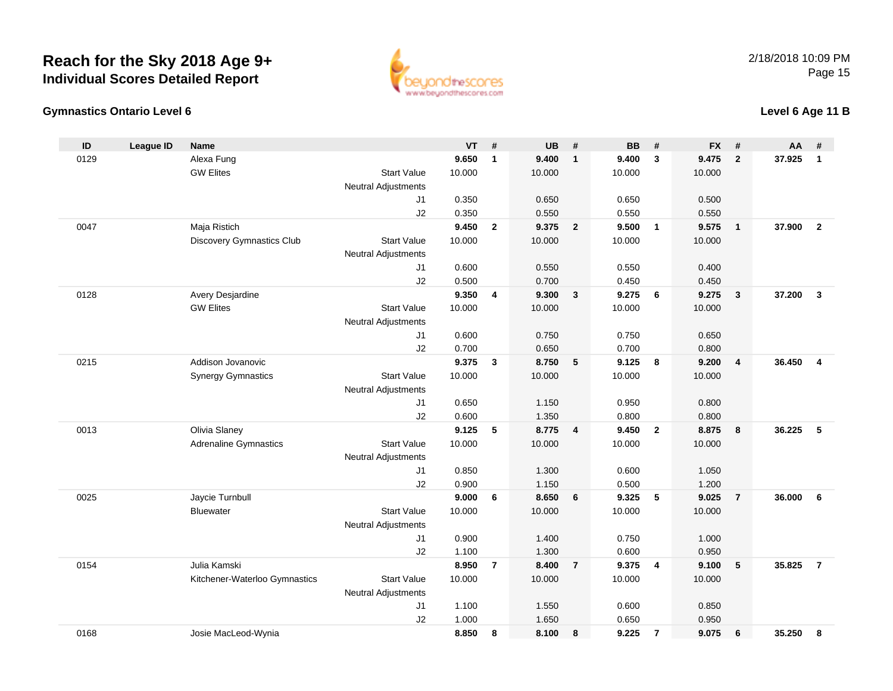# Reach for the Sky 2018 Age 9+
## Individual Scores Detailed Report

2/18/2018 10:09 PM

### Gymnastics Ontario Level 6

### Level 6 Age 11 B

| ID | League ID | Name | | VT | # | UB | # | BB | # | FX | # | AA | # |
|---|---|---|---|---|---|---|---|---|---|---|---|---|---|
| 0129 | | Alexa Fung | | **9.650** | **1** | **9.400** | **1** | **9.400** | **3** | **9.475** | **2** | **37.925** | **1** |
| | | GW Elites | Start Value | 10.000 | | 10.000 | | 10.000 | | 10.000 | | | |
| | | | Neutral Adjustments | | | | | | | | | | |
| | | | J1 | 0.350 | | 0.650 | | 0.650 | | 0.500 | | | |
| | | | J2 | 0.350 | | 0.550 | | 0.550 | | 0.550 | | | |
| 0047 | | Maja Ristich | | **9.450** | **2** | **9.375** | **2** | **9.500** | **1** | **9.575** | **1** | **37.900** | **2** |
| | | Discovery Gymnastics Club | Start Value | 10.000 | | 10.000 | | 10.000 | | 10.000 | | | |
| | | | Neutral Adjustments | | | | | | | | | | |
| | | | J1 | 0.600 | | 0.550 | | 0.550 | | 0.400 | | | |
| | | | J2 | 0.500 | | 0.700 | | 0.450 | | 0.450 | | | |
| 0128 | | Avery Desjardine | | **9.350** | **4** | **9.300** | **3** | **9.275** | **6** | **9.275** | **3** | **37.200** | **3** |
| | | GW Elites | Start Value | 10.000 | | 10.000 | | 10.000 | | 10.000 | | | |
| | | | Neutral Adjustments | | | | | | | | | | |
| | | | J1 | 0.600 | | 0.750 | | 0.750 | | 0.650 | | | |
| | | | J2 | 0.700 | | 0.650 | | 0.700 | | 0.800 | | | |
| 0215 | | Addison Jovanovic | | **9.375** | **3** | **8.750** | **5** | **9.125** | **8** | **9.200** | **4** | **36.450** | **4** |
| | | Synergy Gymnastics | Start Value | 10.000 | | 10.000 | | 10.000 | | 10.000 | | | |
| | | | Neutral Adjustments | | | | | | | | | | |
| | | | J1 | 0.650 | | 1.150 | | 0.950 | | 0.800 | | | |
| | | | J2 | 0.600 | | 1.350 | | 0.800 | | 0.800 | | | |
| 0013 | | Olivia Slaney | | **9.125** | **5** | **8.775** | **4** | **9.450** | **2** | **8.875** | **8** | **36.225** | **5** |
| | | Adrenaline Gymnastics | Start Value | 10.000 | | 10.000 | | 10.000 | | 10.000 | | | |
| | | | Neutral Adjustments | | | | | | | | | | |
| | | | J1 | 0.850 | | 1.300 | | 0.600 | | 1.050 | | | |
| | | | J2 | 0.900 | | 1.150 | | 0.500 | | 1.200 | | | |
| 0025 | | Jaycie Turnbull | | **9.000** | **6** | **8.650** | **6** | **9.325** | **5** | **9.025** | **7** | **36.000** | **6** |
| | | Bluewater | Start Value | 10.000 | | 10.000 | | 10.000 | | 10.000 | | | |
| | | | Neutral Adjustments | | | | | | | | | | |
| | | | J1 | 0.900 | | 1.400 | | 0.750 | | 1.000 | | | |
| | | | J2 | 1.100 | | 1.300 | | 0.600 | | 0.950 | | | |
| 0154 | | Julia Kamski | | **8.950** | **7** | **8.400** | **7** | **9.375** | **4** | **9.100** | **5** | **35.825** | **7** |
| | | Kitchener-Waterloo Gymnastics | Start Value | 10.000 | | 10.000 | | 10.000 | | 10.000 | | | |
| | | | Neutral Adjustments | | | | | | | | | | |
| | | | J1 | 1.100 | | 1.550 | | 0.600 | | 0.850 | | | |
| | | | J2 | 1.000 | | 1.650 | | 0.650 | | 0.950 | | | |
| 0168 | | Josie MacLeod-Wynia | | **8.850** | **8** | **8.100** | **8** | **9.225** | **7** | **9.075** | **6** | **35.250** | **8** |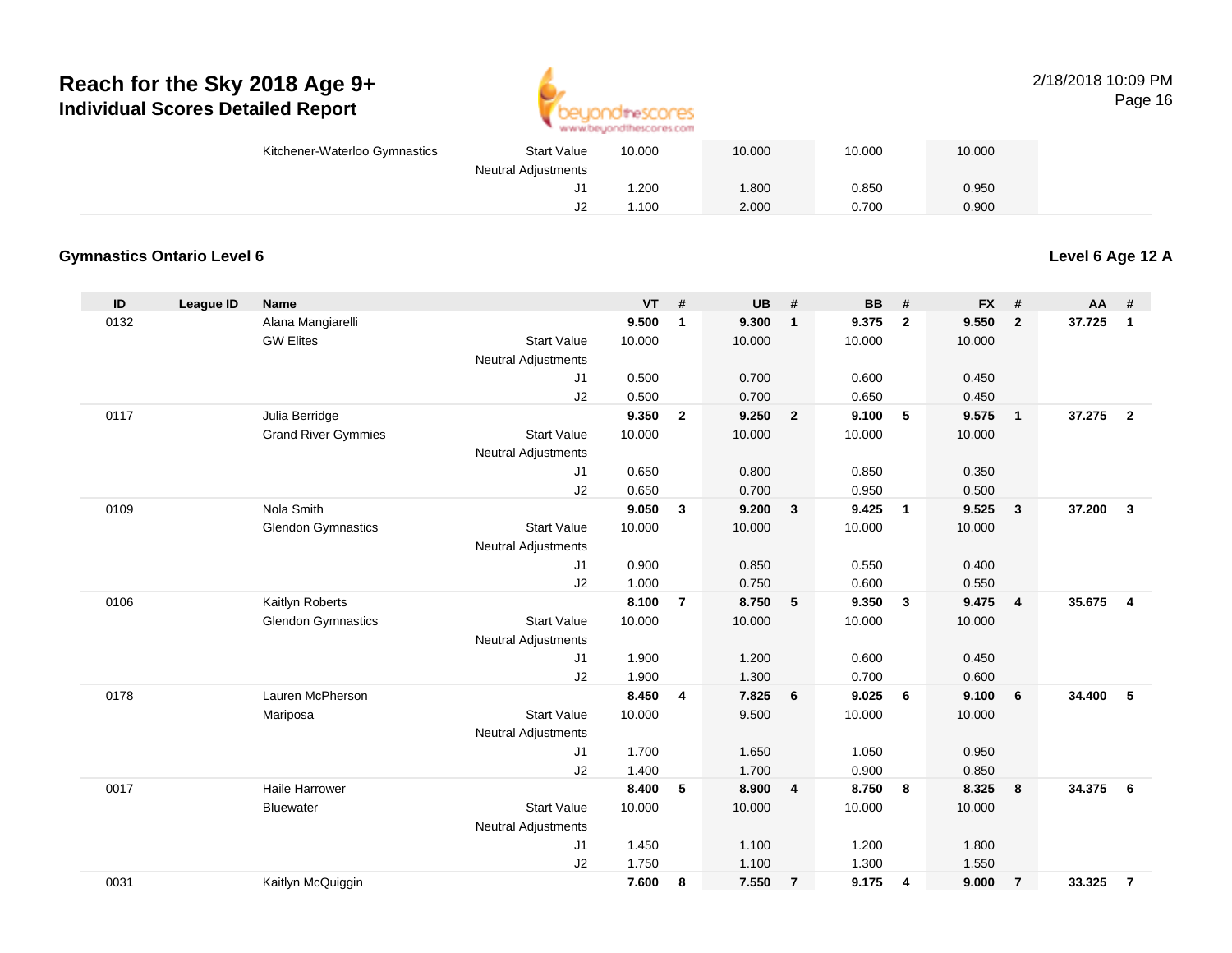# Reach for the Sky 2018 Age 9+

## Individual Scores Detailed Report

| | | | | VT | | UB | | BB | | FX | | | |
|---|---|---|---|---|---|---|---|---|---|---|---|---|---|
| | | Kitchener-Waterloo Gymnastics | Start Value | 10.000 | | 10.000 | | 10.000 | | 10.000 | | | |
| | | | Neutral Adjustments | | | | | | | | | | |
| | | | J1 | 1.200 | | 1.800 | | 0.850 | | 0.950 | | | |
| | | | J2 | 1.100 | | 2.000 | | 0.700 | | 0.900 | | | |

### Gymnastics Ontario Level 6

**Level 6 Age 12 A**

| ID | League ID | Name | | VT | # | UB | # | BB | # | FX | # | AA | # |
|---|---|---|---|---|---|---|---|---|---|---|---|---|---|
| 0132 | | Alana Mangiarelli | | **9.500** | **1** | **9.300** | **1** | **9.375** | **2** | **9.550** | **2** | **37.725** | **1** |
| | | GW Elites | Start Value | 10.000 | | 10.000 | | 10.000 | | 10.000 | | | |
| | | | Neutral Adjustments | | | | | | | | | | |
| | | | J1 | 0.500 | | 0.700 | | 0.600 | | 0.450 | | | |
| | | | J2 | 0.500 | | 0.700 | | 0.650 | | 0.450 | | | |
| 0117 | | Julia Berridge | | **9.350** | **2** | **9.250** | **2** | **9.100** | **5** | **9.575** | **1** | **37.275** | **2** |
| | | Grand River Gymmies | Start Value | 10.000 | | 10.000 | | 10.000 | | 10.000 | | | |
| | | | Neutral Adjustments | | | | | | | | | | |
| | | | J1 | 0.650 | | 0.800 | | 0.850 | | 0.350 | | | |
| | | | J2 | 0.650 | | 0.700 | | 0.950 | | 0.500 | | | |
| 0109 | | Nola Smith | | **9.050** | **3** | **9.200** | **3** | **9.425** | **1** | **9.525** | **3** | **37.200** | **3** |
| | | Glendon Gymnastics | Start Value | 10.000 | | 10.000 | | 10.000 | | 10.000 | | | |
| | | | Neutral Adjustments | | | | | | | | | | |
| | | | J1 | 0.900 | | 0.850 | | 0.550 | | 0.400 | | | |
| | | | J2 | 1.000 | | 0.750 | | 0.600 | | 0.550 | | | |
| 0106 | | Kaitlyn Roberts | | **8.100** | **7** | **8.750** | **5** | **9.350** | **3** | **9.475** | **4** | **35.675** | **4** |
| | | Glendon Gymnastics | Start Value | 10.000 | | 10.000 | | 10.000 | | 10.000 | | | |
| | | | Neutral Adjustments | | | | | | | | | | |
| | | | J1 | 1.900 | | 1.200 | | 0.600 | | 0.450 | | | |
| | | | J2 | 1.900 | | 1.300 | | 0.700 | | 0.600 | | | |
| 0178 | | Lauren McPherson | | **8.450** | **4** | **7.825** | **6** | **9.025** | **6** | **9.100** | **6** | **34.400** | **5** |
| | | Mariposa | Start Value | 10.000 | | 9.500 | | 10.000 | | 10.000 | | | |
| | | | Neutral Adjustments | | | | | | | | | | |
| | | | J1 | 1.700 | | 1.650 | | 1.050 | | 0.950 | | | |
| | | | J2 | 1.400 | | 1.700 | | 0.900 | | 0.850 | | | |
| 0017 | | Haile Harrower | | **8.400** | **5** | **8.900** | **4** | **8.750** | **8** | **8.325** | **8** | **34.375** | **6** |
| | | Bluewater | Start Value | 10.000 | | 10.000 | | 10.000 | | 10.000 | | | |
| | | | Neutral Adjustments | | | | | | | | | | |
| | | | J1 | 1.450 | | 1.100 | | 1.200 | | 1.800 | | | |
| | | | J2 | 1.750 | | 1.100 | | 1.300 | | 1.550 | | | |
| 0031 | | Kaitlyn McQuiggin | | **7.600** | **8** | **7.550** | **7** | **9.175** | **4** | **9.000** | **7** | **33.325** | **7** |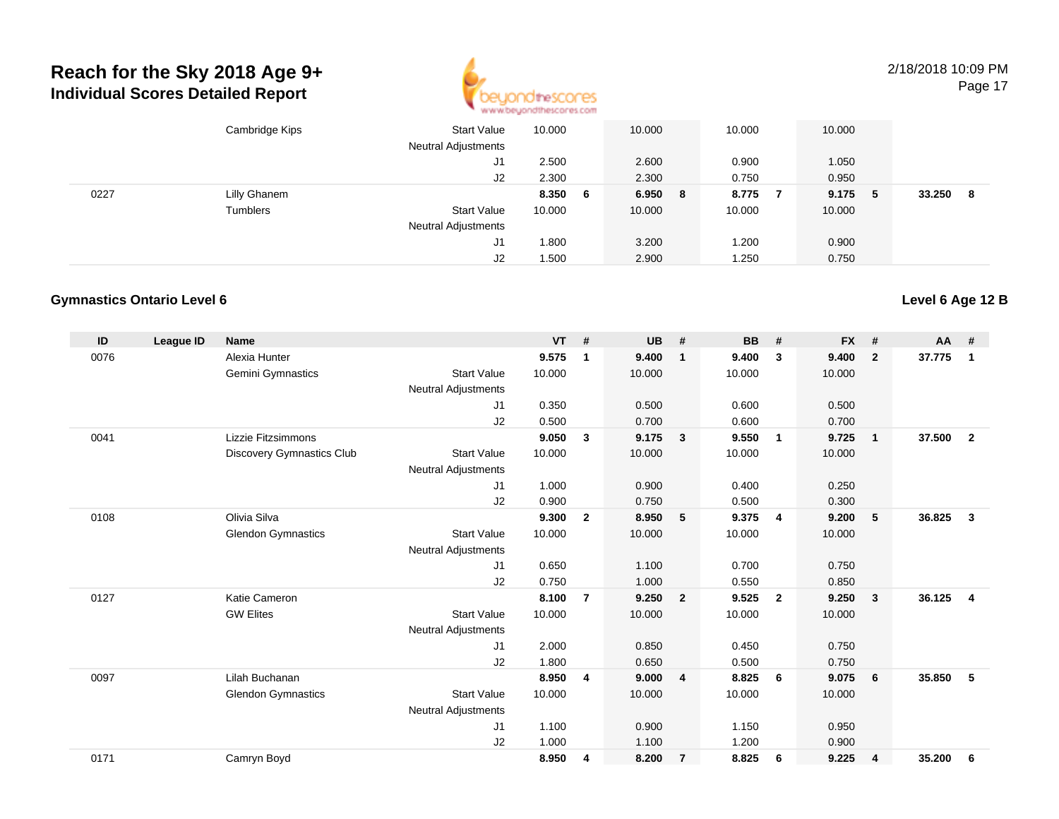| | | Cambridge Kips | Start Value | 10.000 | | 10.000 | | 10.000 | | 10.000 | | | |
|---|---|---|---|---|---|---|---|---|---|---|---|---|---|
| | | | Neutral Adjustments | | | | | | | | | | |
| | | | J1 | 2.500 | | 2.600 | | 0.900 | | 1.050 | | | |
| | | | J2 | 2.300 | | 2.300 | | 0.750 | | 0.950 | | | |
| 0227 | | Lilly Ghanem | | 8.350 | 6 | 6.950 | 8 | 8.775 | 7 | 9.175 | 5 | 33.250 | 8 |
| | | Tumblers | Start Value | 10.000 | | 10.000 | | 10.000 | | 10.000 | | | |
| | | | Neutral Adjustments | | | | | | | | | | |
| | | | J1 | 1.800 | | 3.200 | | 1.200 | | 0.900 | | | |
| | | | J2 | 1.500 | | 2.900 | | 1.250 | | 0.750 | | | |

### Gymnastics Ontario Level 6

**Level 6 Age 12 B**

| ID | League ID | Name | | VT | # | UB | # | BB | # | FX | # | AA | # |
|---|---|---|---|---|---|---|---|---|---|---|---|---|---|
| 0076 | | Alexia Hunter | | 9.575 | 1 | 9.400 | 1 | 9.400 | 3 | 9.400 | 2 | 37.775 | 1 |
| | | Gemini Gymnastics | Start Value | 10.000 | | 10.000 | | 10.000 | | 10.000 | | | |
| | | | Neutral Adjustments | | | | | | | | | | |
| | | | J1 | 0.350 | | 0.500 | | 0.600 | | 0.500 | | | |
| | | | J2 | 0.500 | | 0.700 | | 0.600 | | 0.700 | | | |
| 0041 | | Lizzie Fitzsimmons | | 9.050 | 3 | 9.175 | 3 | 9.550 | 1 | 9.725 | 1 | 37.500 | 2 |
| | | Discovery Gymnastics Club | Start Value | 10.000 | | 10.000 | | 10.000 | | 10.000 | | | |
| | | | Neutral Adjustments | | | | | | | | | | |
| | | | J1 | 1.000 | | 0.900 | | 0.400 | | 0.250 | | | |
| | | | J2 | 0.900 | | 0.750 | | 0.500 | | 0.300 | | | |
| 0108 | | Olivia Silva | | 9.300 | 2 | 8.950 | 5 | 9.375 | 4 | 9.200 | 5 | 36.825 | 3 |
| | | Glendon Gymnastics | Start Value | 10.000 | | 10.000 | | 10.000 | | 10.000 | | | |
| | | | Neutral Adjustments | | | | | | | | | | |
| | | | J1 | 0.650 | | 1.100 | | 0.700 | | 0.750 | | | |
| | | | J2 | 0.750 | | 1.000 | | 0.550 | | 0.850 | | | |
| 0127 | | Katie Cameron | | 8.100 | 7 | 9.250 | 2 | 9.525 | 2 | 9.250 | 3 | 36.125 | 4 |
| | | GW Elites | Start Value | 10.000 | | 10.000 | | 10.000 | | 10.000 | | | |
| | | | Neutral Adjustments | | | | | | | | | | |
| | | | J1 | 2.000 | | 0.850 | | 0.450 | | 0.750 | | | |
| | | | J2 | 1.800 | | 0.650 | | 0.500 | | 0.750 | | | |
| 0097 | | Lilah Buchanan | | 8.950 | 4 | 9.000 | 4 | 8.825 | 6 | 9.075 | 6 | 35.850 | 5 |
| | | Glendon Gymnastics | Start Value | 10.000 | | 10.000 | | 10.000 | | 10.000 | | | |
| | | | Neutral Adjustments | | | | | | | | | | |
| | | | J1 | 1.100 | | 0.900 | | 1.150 | | 0.950 | | | |
| | | | J2 | 1.000 | | 1.100 | | 1.200 | | 0.900 | | | |
| 0171 | | Camryn Boyd | | 8.950 | 4 | 8.200 | 7 | 8.825 | 6 | 9.225 | 4 | 35.200 | 6 |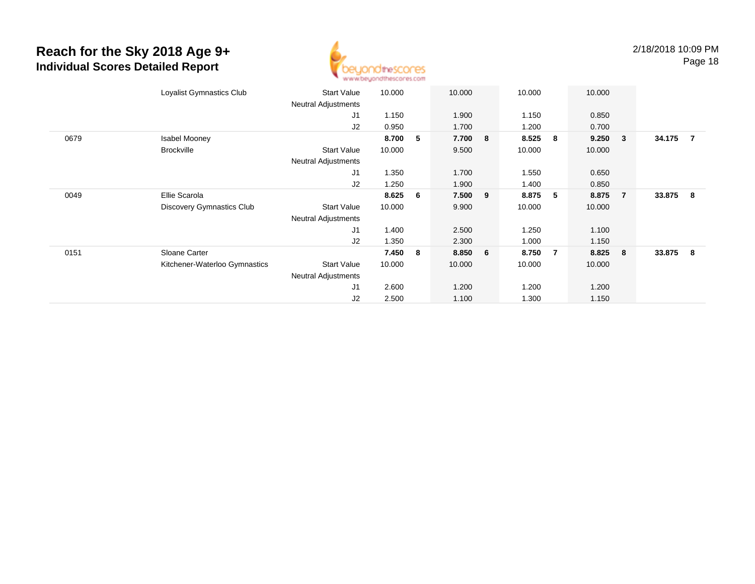# Reach for the Sky 2018 Age 9+
## Individual Scores Detailed Report

| | | | | | | | | | | | | |
|---|---|---|---|---|---|---|---|---|---|---|---|---|
| | Loyalist Gymnastics Club | Start Value | 10.000 | | 10.000 | | 10.000 | | 10.000 | | | |
| | | Neutral Adjustments | | | | | | | | | | |
| | | J1 | 1.150 | | 1.900 | | 1.150 | | 0.850 | | | |
| | | J2 | 0.950 | | 1.700 | | 1.200 | | 0.700 | | | |
| 0679 | Isabel Mooney | | **8.700** | **5** | **7.700** | **8** | **8.525** | **8** | **9.250** | **3** | **34.175** | **7** |
| | Brockville | Start Value | 10.000 | | 9.500 | | 10.000 | | 10.000 | | | |
| | | Neutral Adjustments | | | | | | | | | | |
| | | J1 | 1.350 | | 1.700 | | 1.550 | | 0.650 | | | |
| | | J2 | 1.250 | | 1.900 | | 1.400 | | 0.850 | | | |
| 0049 | Ellie Scarola | | **8.625** | **6** | **7.500** | **9** | **8.875** | **5** | **8.875** | **7** | **33.875** | **8** |
| | Discovery Gymnastics Club | Start Value | 10.000 | | 9.900 | | 10.000 | | 10.000 | | | |
| | | Neutral Adjustments | | | | | | | | | | |
| | | J1 | 1.400 | | 2.500 | | 1.250 | | 1.100 | | | |
| | | J2 | 1.350 | | 2.300 | | 1.000 | | 1.150 | | | |
| 0151 | Sloane Carter | | **7.450** | **8** | **8.850** | **6** | **8.750** | **7** | **8.825** | **8** | **33.875** | **8** |
| | Kitchener-Waterloo Gymnastics | Start Value | 10.000 | | 10.000 | | 10.000 | | 10.000 | | | |
| | | Neutral Adjustments | | | | | | | | | | |
| | | J1 | 2.600 | | 1.200 | | 1.200 | | 1.200 | | | |
| | | J2 | 2.500 | | 1.100 | | 1.300 | | 1.150 | | | |